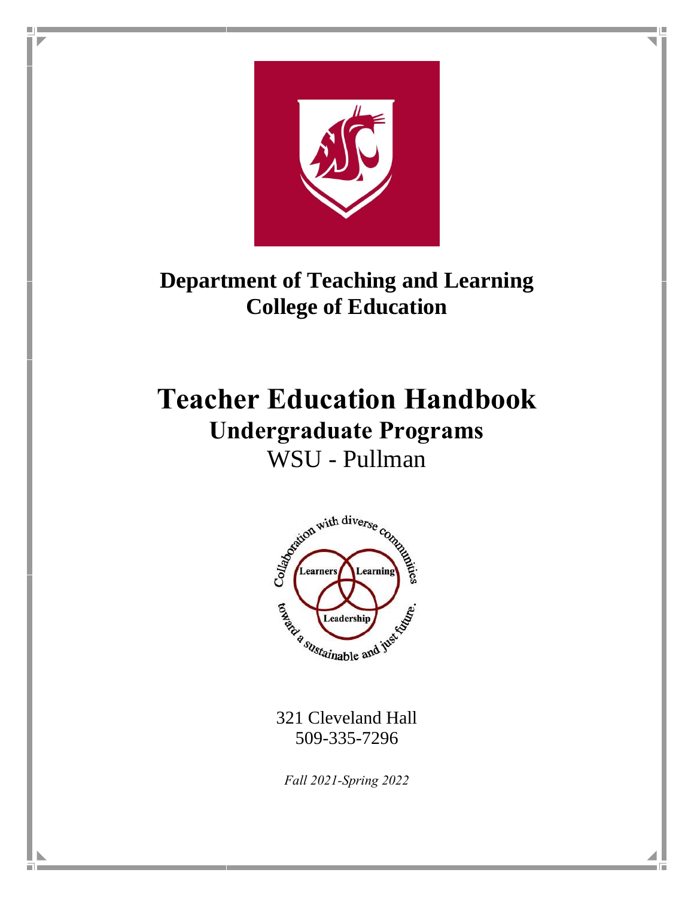**Department of Teaching and Learning**
**College of Education**

# Teacher Education Handbook

## Undergraduate Programs

WSU - Pullman

Collaboration with diverse communities toward a sustainable and just future.

Learners Learning Leadership

321 Cleveland Hall
509-335-7296

*Fall 2021-Spring 2022*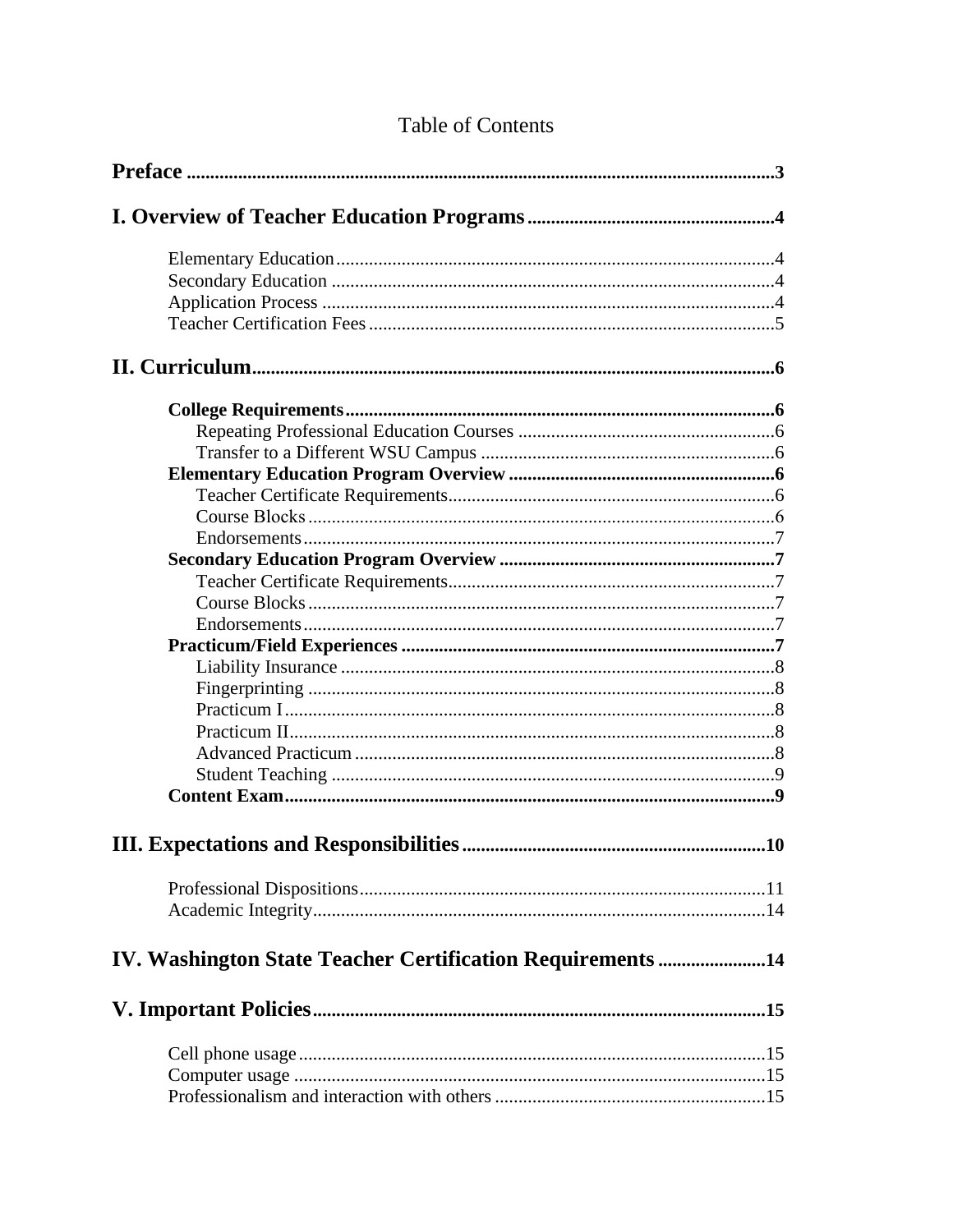# Table of Contents

**Preface** .......... 3

**I. Overview of Teacher Education Programs** .......... 4

- Elementary Education .......... 4
- Secondary Education .......... 4
- Application Process .......... 4
- Teacher Certification Fees .......... 5

**II. Curriculum** .......... 6

- **College Requirements** .......... 6
  - Repeating Professional Education Courses .......... 6
  - Transfer to a Different WSU Campus .......... 6
- **Elementary Education Program Overview** .......... 6
  - Teacher Certificate Requirements .......... 6
  - Course Blocks .......... 6
  - Endorsements .......... 7
- **Secondary Education Program Overview** .......... 7
  - Teacher Certificate Requirements .......... 7
  - Course Blocks .......... 7
  - Endorsements .......... 7
- **Practicum/Field Experiences** .......... 7
  - Liability Insurance .......... 8
  - Fingerprinting .......... 8
  - Practicum I .......... 8
  - Practicum II .......... 8
  - Advanced Practicum .......... 8
  - Student Teaching .......... 9
- **Content Exam** .......... 9

**III. Expectations and Responsibilities** .......... 10

- Professional Dispositions .......... 11
- Academic Integrity .......... 14

**IV. Washington State Teacher Certification Requirements** .......... 14

**V. Important Policies** .......... 15

- Cell phone usage .......... 15
- Computer usage .......... 15
- Professionalism and interaction with others .......... 15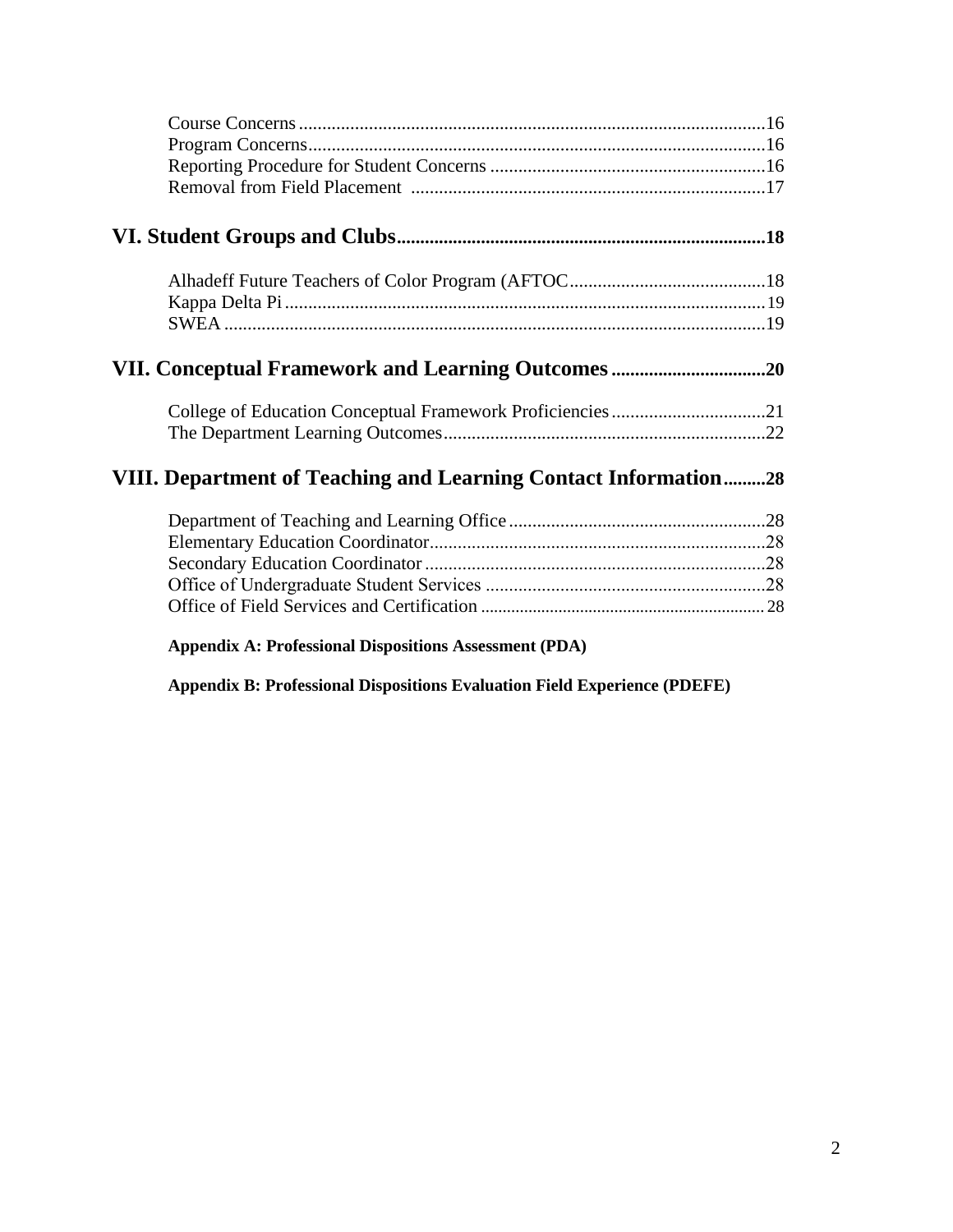Course Concerns ....................................................................................................16
Program Concerns..................................................................................................16
Reporting Procedure for Student Concerns ...........................................................16
Removal from Field Placement ............................................................................17

## VI. Student Groups and Clubs ..............................................................................18

Alhadeff Future Teachers of Color Program (AFTOC..........................................18
Kappa Delta Pi .......................................................................................................19
SWEA ....................................................................................................................19

## VII. Conceptual Framework and Learning Outcomes ................................20

College of Education Conceptual Framework Proficiencies .................................21
The Department Learning Outcomes.....................................................................22

## VIII. Department of Teaching and Learning Contact Information.........28

Department of Teaching and Learning Office .......................................................28
Elementary Education Coordinator........................................................................28
Secondary Education Coordinator .........................................................................28
Office of Undergraduate Student Services ............................................................28
Office of Field Services and Certification .............................................................28

**Appendix A: Professional Dispositions Assessment (PDA)**

**Appendix B: Professional Dispositions Evaluation Field Experience (PDEFE)**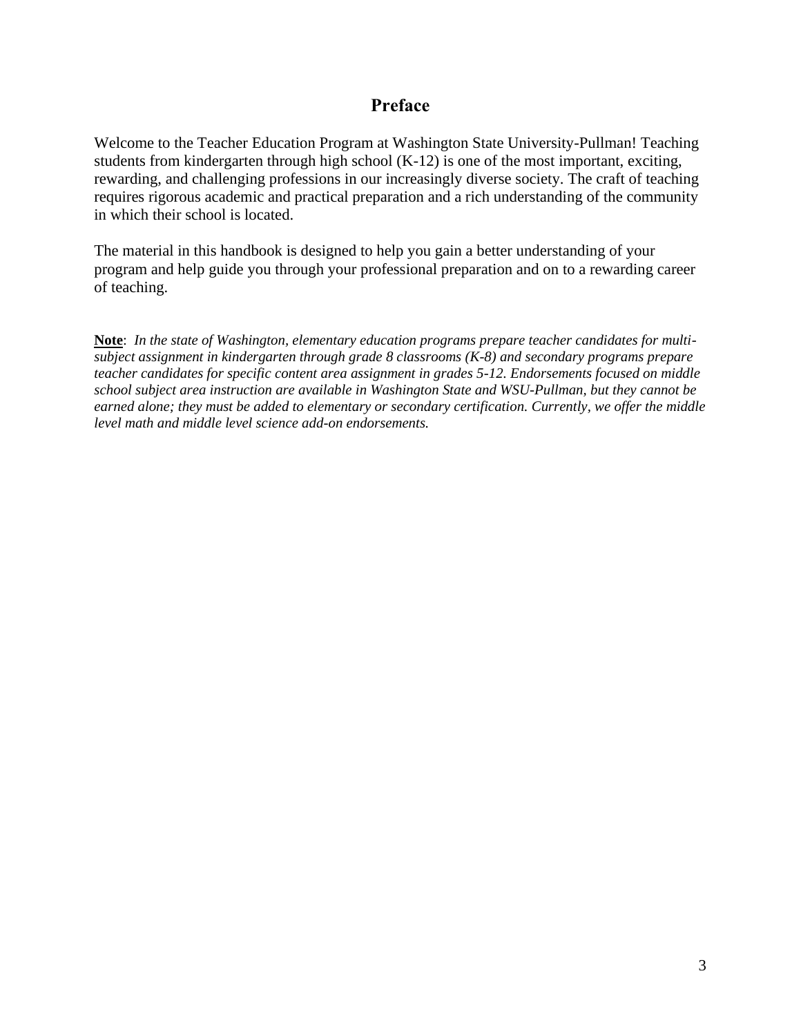# Preface

Welcome to the Teacher Education Program at Washington State University-Pullman! Teaching students from kindergarten through high school (K-12) is one of the most important, exciting, rewarding, and challenging professions in our increasingly diverse society. The craft of teaching requires rigorous academic and practical preparation and a rich understanding of the community in which their school is located.

The material in this handbook is designed to help you gain a better understanding of your program and help guide you through your professional preparation and on to a rewarding career of teaching.

**Note**: *In the state of Washington, elementary education programs prepare teacher candidates for multi-subject assignment in kindergarten through grade 8 classrooms (K-8) and secondary programs prepare teacher candidates for specific content area assignment in grades 5-12. Endorsements focused on middle school subject area instruction are available in Washington State and WSU-Pullman, but they cannot be earned alone; they must be added to elementary or secondary certification. Currently, we offer the middle level math and middle level science add-on endorsements.*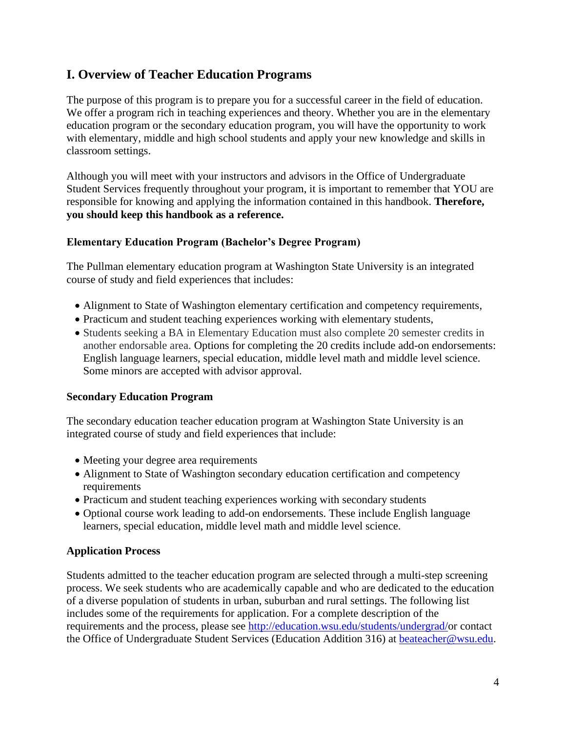## I. Overview of Teacher Education Programs

The purpose of this program is to prepare you for a successful career in the field of education. We offer a program rich in teaching experiences and theory. Whether you are in the elementary education program or the secondary education program, you will have the opportunity to work with elementary, middle and high school students and apply your new knowledge and skills in classroom settings.

Although you will meet with your instructors and advisors in the Office of Undergraduate Student Services frequently throughout your program, it is important to remember that YOU are responsible for knowing and applying the information contained in this handbook. **Therefore, you should keep this handbook as a reference.**

### Elementary Education Program (Bachelor's Degree Program)

The Pullman elementary education program at Washington State University is an integrated course of study and field experiences that includes:

- Alignment to State of Washington elementary certification and competency requirements,
- Practicum and student teaching experiences working with elementary students,
- Students seeking a BA in Elementary Education must also complete 20 semester credits in another endorsable area. Options for completing the 20 credits include add-on endorsements: English language learners, special education, middle level math and middle level science. Some minors are accepted with advisor approval.

### Secondary Education Program

The secondary education teacher education program at Washington State University is an integrated course of study and field experiences that include:

- Meeting your degree area requirements
- Alignment to State of Washington secondary education certification and competency requirements
- Practicum and student teaching experiences working with secondary students
- Optional course work leading to add-on endorsements. These include English language learners, special education, middle level math and middle level science.

### Application Process

Students admitted to the teacher education program are selected through a multi-step screening process. We seek students who are academically capable and who are dedicated to the education of a diverse population of students in urban, suburban and rural settings. The following list includes some of the requirements for application. For a complete description of the requirements and the process, please see http://education.wsu.edu/students/undergrad/or contact the Office of Undergraduate Student Services (Education Addition 316) at beateacher@wsu.edu.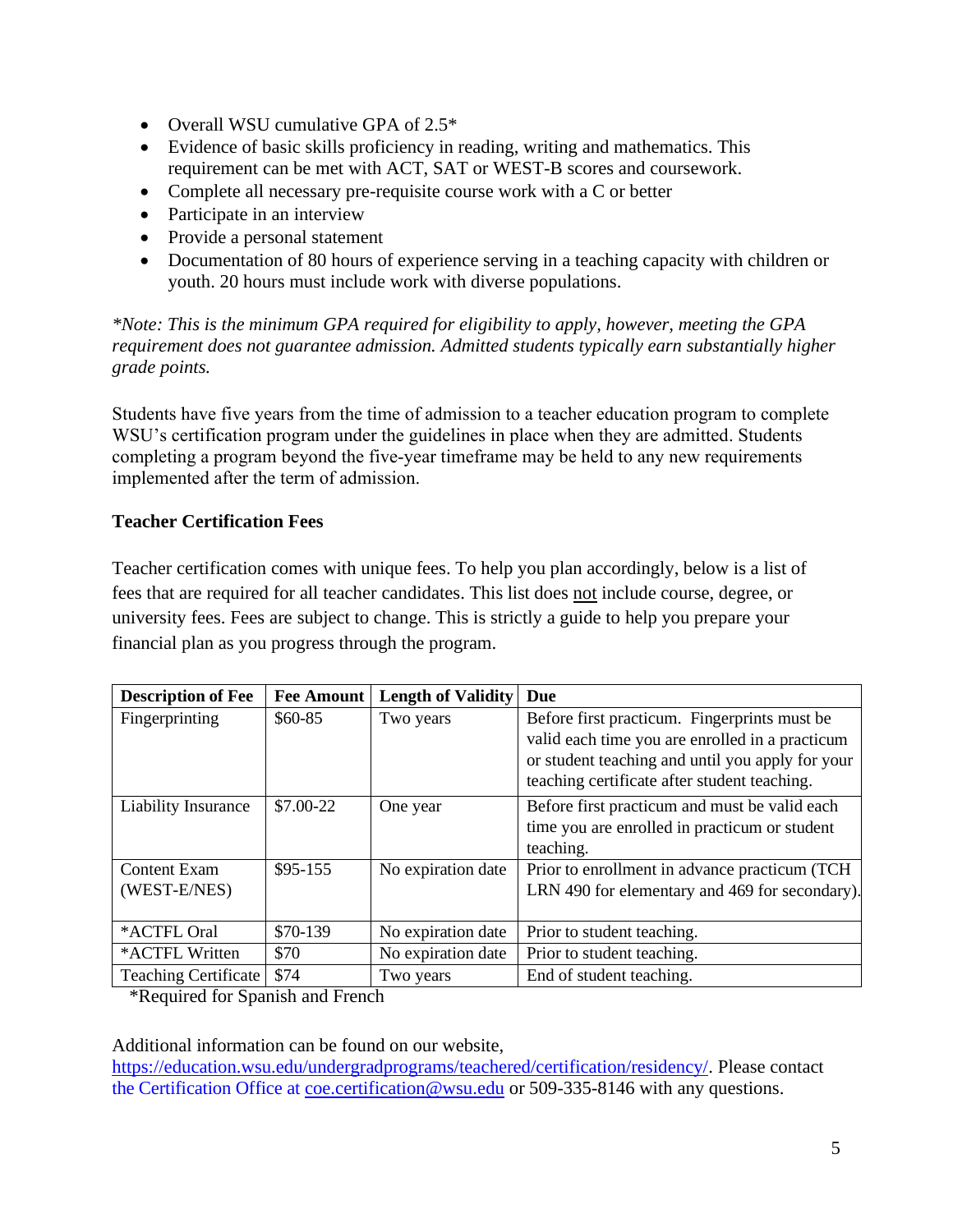- Overall WSU cumulative GPA of 2.5*
- Evidence of basic skills proficiency in reading, writing and mathematics. This requirement can be met with ACT, SAT or WEST-B scores and coursework.
- Complete all necessary pre-requisite course work with a C or better
- Participate in an interview
- Provide a personal statement
- Documentation of 80 hours of experience serving in a teaching capacity with children or youth. 20 hours must include work with diverse populations.

*\*Note: This is the minimum GPA required for eligibility to apply, however, meeting the GPA requirement does not guarantee admission. Admitted students typically earn substantially higher grade points.*

Students have five years from the time of admission to a teacher education program to complete WSU's certification program under the guidelines in place when they are admitted. Students completing a program beyond the five-year timeframe may be held to any new requirements implemented after the term of admission.

**Teacher Certification Fees**

Teacher certification comes with unique fees. To help you plan accordingly, below is a list of fees that are required for all teacher candidates. This list does <u>not</u> include course, degree, or university fees. Fees are subject to change. This is strictly a guide to help you prepare your financial plan as you progress through the program.

| Description of Fee | Fee Amount | Length of Validity | Due |
|---|---|---|---|
| Fingerprinting | $60-85 | Two years | Before first practicum. Fingerprints must be valid each time you are enrolled in a practicum or student teaching and until you apply for your teaching certificate after student teaching. |
| Liability Insurance | $7.00-22 | One year | Before first practicum and must be valid each time you are enrolled in practicum or student teaching. |
| Content Exam (WEST-E/NES) | $95-155 | No expiration date | Prior to enrollment in advance practicum (TCH LRN 490 for elementary and 469 for secondary). |
| *ACTFL Oral | $70-139 | No expiration date | Prior to student teaching. |
| *ACTFL Written | $70 | No expiration date | Prior to student teaching. |
| Teaching Certificate | $74 | Two years | End of student teaching. |

*Required for Spanish and French

Additional information can be found on our website, https://education.wsu.edu/undergradprograms/teachered/certification/residency/. Please contact the Certification Office at coe.certification@wsu.edu or 509-335-8146 with any questions.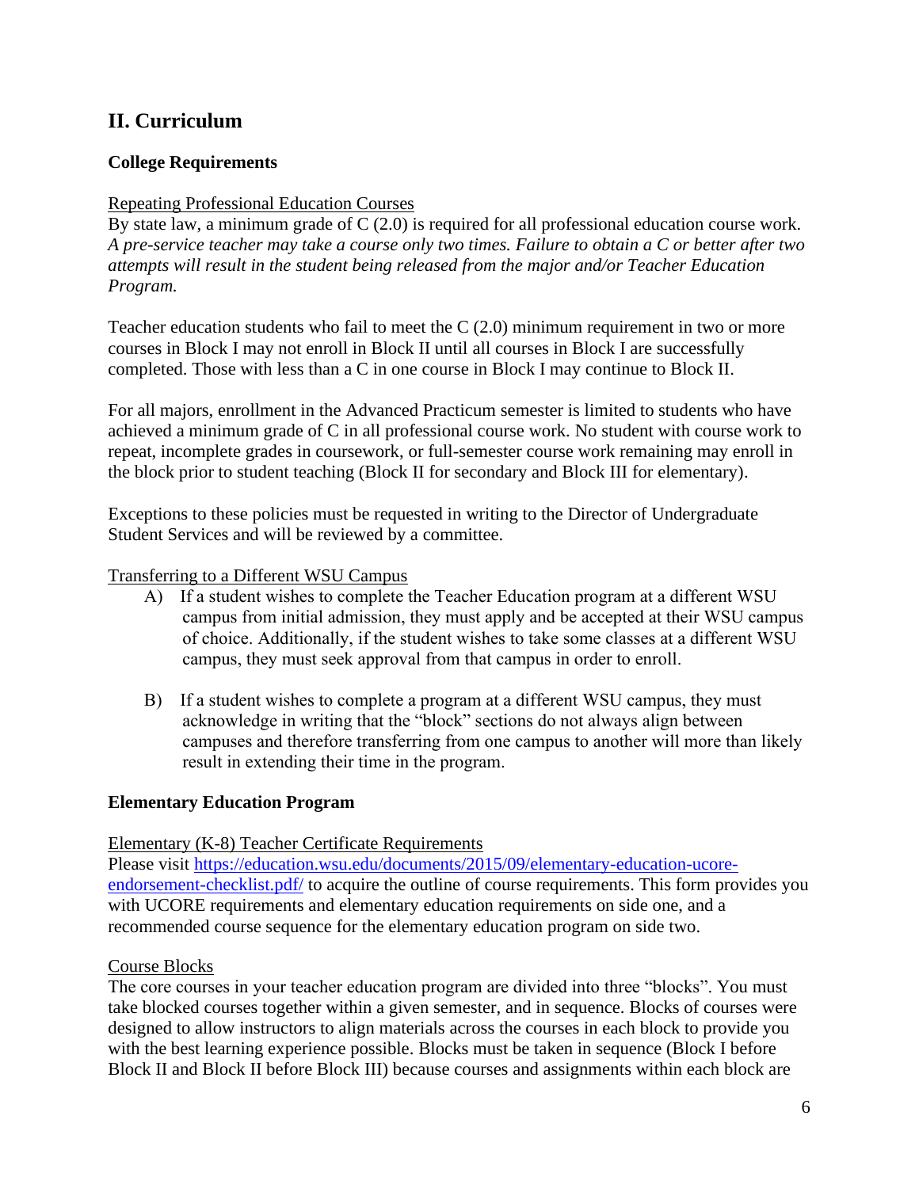## II. Curriculum

### College Requirements

Repeating Professional Education Courses

By state law, a minimum grade of C (2.0) is required for all professional education course work. *A pre-service teacher may take a course only two times. Failure to obtain a C or better after two attempts will result in the student being released from the major and/or Teacher Education Program.*

Teacher education students who fail to meet the C (2.0) minimum requirement in two or more courses in Block I may not enroll in Block II until all courses in Block I are successfully completed. Those with less than a C in one course in Block I may continue to Block II.

For all majors, enrollment in the Advanced Practicum semester is limited to students who have achieved a minimum grade of C in all professional course work. No student with course work to repeat, incomplete grades in coursework, or full-semester course work remaining may enroll in the block prior to student teaching (Block II for secondary and Block III for elementary).

Exceptions to these policies must be requested in writing to the Director of Undergraduate Student Services and will be reviewed by a committee.

Transferring to a Different WSU Campus

A) If a student wishes to complete the Teacher Education program at a different WSU campus from initial admission, they must apply and be accepted at their WSU campus of choice. Additionally, if the student wishes to take some classes at a different WSU campus, they must seek approval from that campus in order to enroll.

B) If a student wishes to complete a program at a different WSU campus, they must acknowledge in writing that the "block" sections do not always align between campuses and therefore transferring from one campus to another will more than likely result in extending their time in the program.

### Elementary Education Program

Elementary (K-8) Teacher Certificate Requirements

Please visit [https://education.wsu.edu/documents/2015/09/elementary-education-ucore-endorsement-checklist.pdf/](https://education.wsu.edu/documents/2015/09/elementary-education-ucore-endorsement-checklist.pdf/) to acquire the outline of course requirements. This form provides you with UCORE requirements and elementary education requirements on side one, and a recommended course sequence for the elementary education program on side two.

Course Blocks

The core courses in your teacher education program are divided into three "blocks". You must take blocked courses together within a given semester, and in sequence. Blocks of courses were designed to allow instructors to align materials across the courses in each block to provide you with the best learning experience possible. Blocks must be taken in sequence (Block I before Block II and Block II before Block III) because courses and assignments within each block are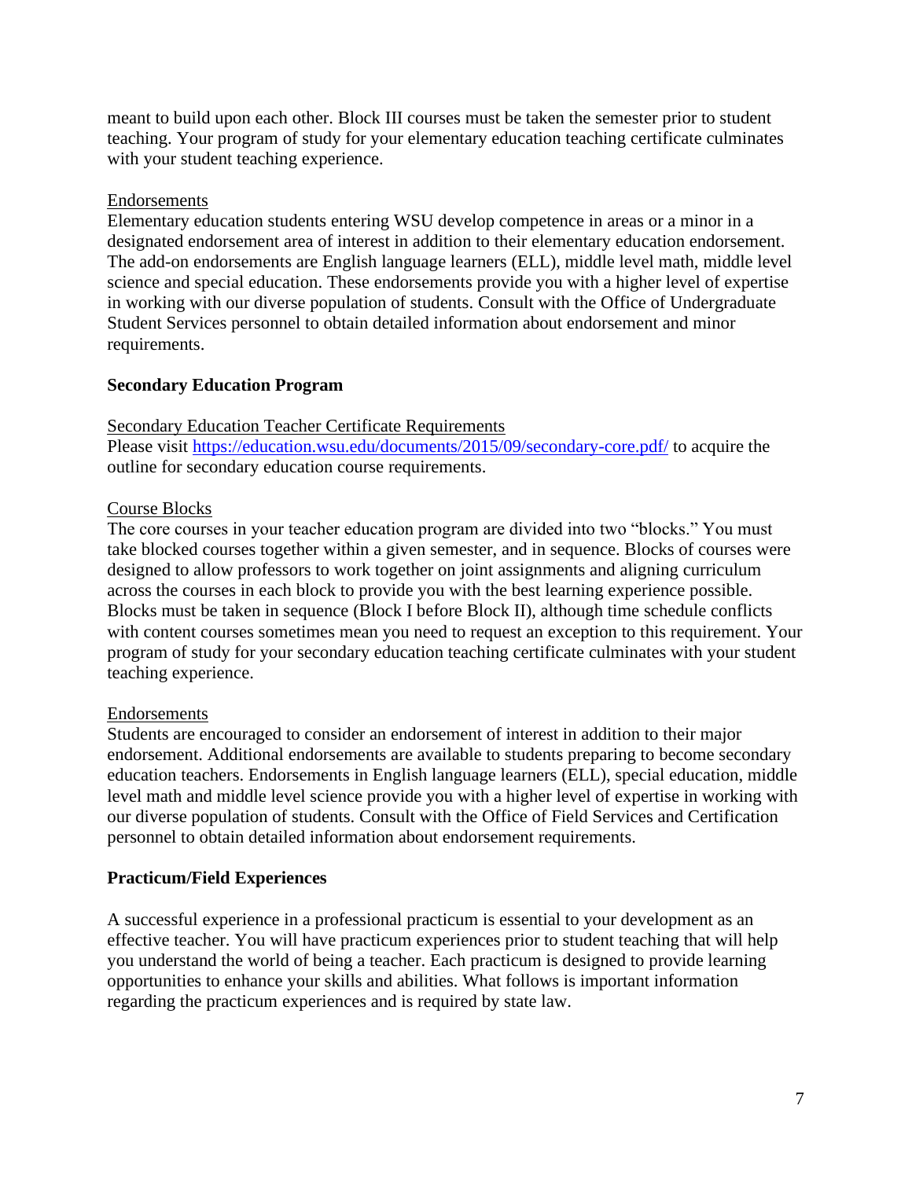meant to build upon each other. Block III courses must be taken the semester prior to student teaching. Your program of study for your elementary education teaching certificate culminates with your student teaching experience.

Endorsements

Elementary education students entering WSU develop competence in areas or a minor in a designated endorsement area of interest in addition to their elementary education endorsement. The add-on endorsements are English language learners (ELL), middle level math, middle level science and special education. These endorsements provide you with a higher level of expertise in working with our diverse population of students. Consult with the Office of Undergraduate Student Services personnel to obtain detailed information about endorsement and minor requirements.

**Secondary Education Program**

Secondary Education Teacher Certificate Requirements

Please visit [https://education.wsu.edu/documents/2015/09/secondary-core.pdf/](https://education.wsu.edu/documents/2015/09/secondary-core.pdf/) to acquire the outline for secondary education course requirements.

Course Blocks

The core courses in your teacher education program are divided into two "blocks." You must take blocked courses together within a given semester, and in sequence. Blocks of courses were designed to allow professors to work together on joint assignments and aligning curriculum across the courses in each block to provide you with the best learning experience possible. Blocks must be taken in sequence (Block I before Block II), although time schedule conflicts with content courses sometimes mean you need to request an exception to this requirement. Your program of study for your secondary education teaching certificate culminates with your student teaching experience.

Endorsements

Students are encouraged to consider an endorsement of interest in addition to their major endorsement. Additional endorsements are available to students preparing to become secondary education teachers. Endorsements in English language learners (ELL), special education, middle level math and middle level science provide you with a higher level of expertise in working with our diverse population of students. Consult with the Office of Field Services and Certification personnel to obtain detailed information about endorsement requirements.

**Practicum/Field Experiences**

A successful experience in a professional practicum is essential to your development as an effective teacher. You will have practicum experiences prior to student teaching that will help you understand the world of being a teacher. Each practicum is designed to provide learning opportunities to enhance your skills and abilities. What follows is important information regarding the practicum experiences and is required by state law.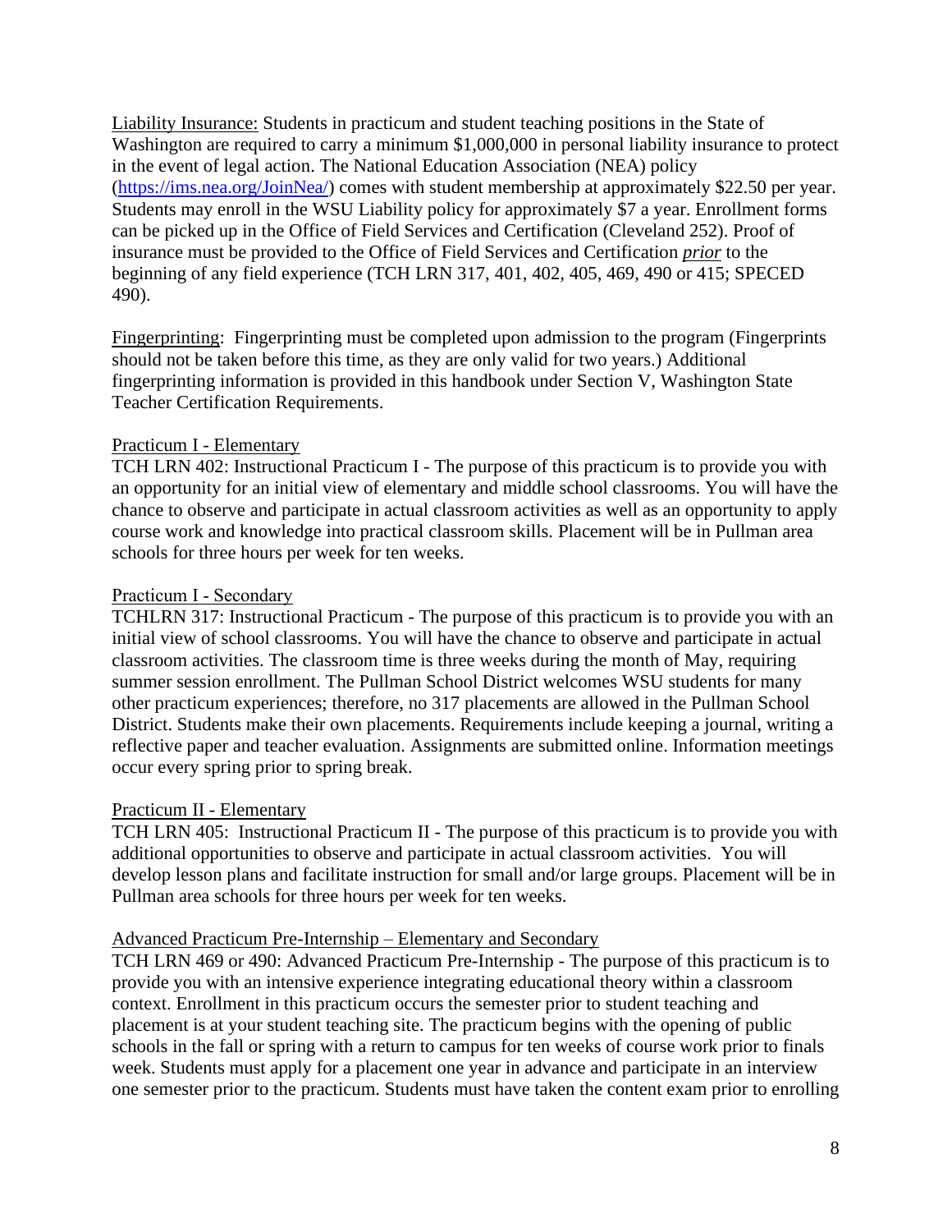Liability Insurance: Students in practicum and student teaching positions in the State of Washington are required to carry a minimum $1,000,000 in personal liability insurance to protect in the event of legal action. The National Education Association (NEA) policy (https://ims.nea.org/JoinNea/) comes with student membership at approximately $22.50 per year. Students may enroll in the WSU Liability policy for approximately $7 a year. Enrollment forms can be picked up in the Office of Field Services and Certification (Cleveland 252). Proof of insurance must be provided to the Office of Field Services and Certification ***prior*** to the beginning of any field experience (TCH LRN 317, 401, 402, 405, 469, 490 or 415; SPECED 490).

Fingerprinting: Fingerprinting must be completed upon admission to the program (Fingerprints should not be taken before this time, as they are only valid for two years.) Additional fingerprinting information is provided in this handbook under Section V, Washington State Teacher Certification Requirements.

Practicum I - Elementary

TCH LRN 402: Instructional Practicum I - The purpose of this practicum is to provide you with an opportunity for an initial view of elementary and middle school classrooms. You will have the chance to observe and participate in actual classroom activities as well as an opportunity to apply course work and knowledge into practical classroom skills. Placement will be in Pullman area schools for three hours per week for ten weeks.

Practicum I - Secondary

TCHLRN 317: Instructional Practicum - The purpose of this practicum is to provide you with an initial view of school classrooms. You will have the chance to observe and participate in actual classroom activities. The classroom time is three weeks during the month of May, requiring summer session enrollment. The Pullman School District welcomes WSU students for many other practicum experiences; therefore, no 317 placements are allowed in the Pullman School District. Students make their own placements. Requirements include keeping a journal, writing a reflective paper and teacher evaluation. Assignments are submitted online. Information meetings occur every spring prior to spring break.

Practicum II - Elementary

TCH LRN 405: Instructional Practicum II - The purpose of this practicum is to provide you with additional opportunities to observe and participate in actual classroom activities. You will develop lesson plans and facilitate instruction for small and/or large groups. Placement will be in Pullman area schools for three hours per week for ten weeks.

Advanced Practicum Pre-Internship – Elementary and Secondary

TCH LRN 469 or 490: Advanced Practicum Pre-Internship - The purpose of this practicum is to provide you with an intensive experience integrating educational theory within a classroom context. Enrollment in this practicum occurs the semester prior to student teaching and placement is at your student teaching site. The practicum begins with the opening of public schools in the fall or spring with a return to campus for ten weeks of course work prior to finals week. Students must apply for a placement one year in advance and participate in an interview one semester prior to the practicum. Students must have taken the content exam prior to enrolling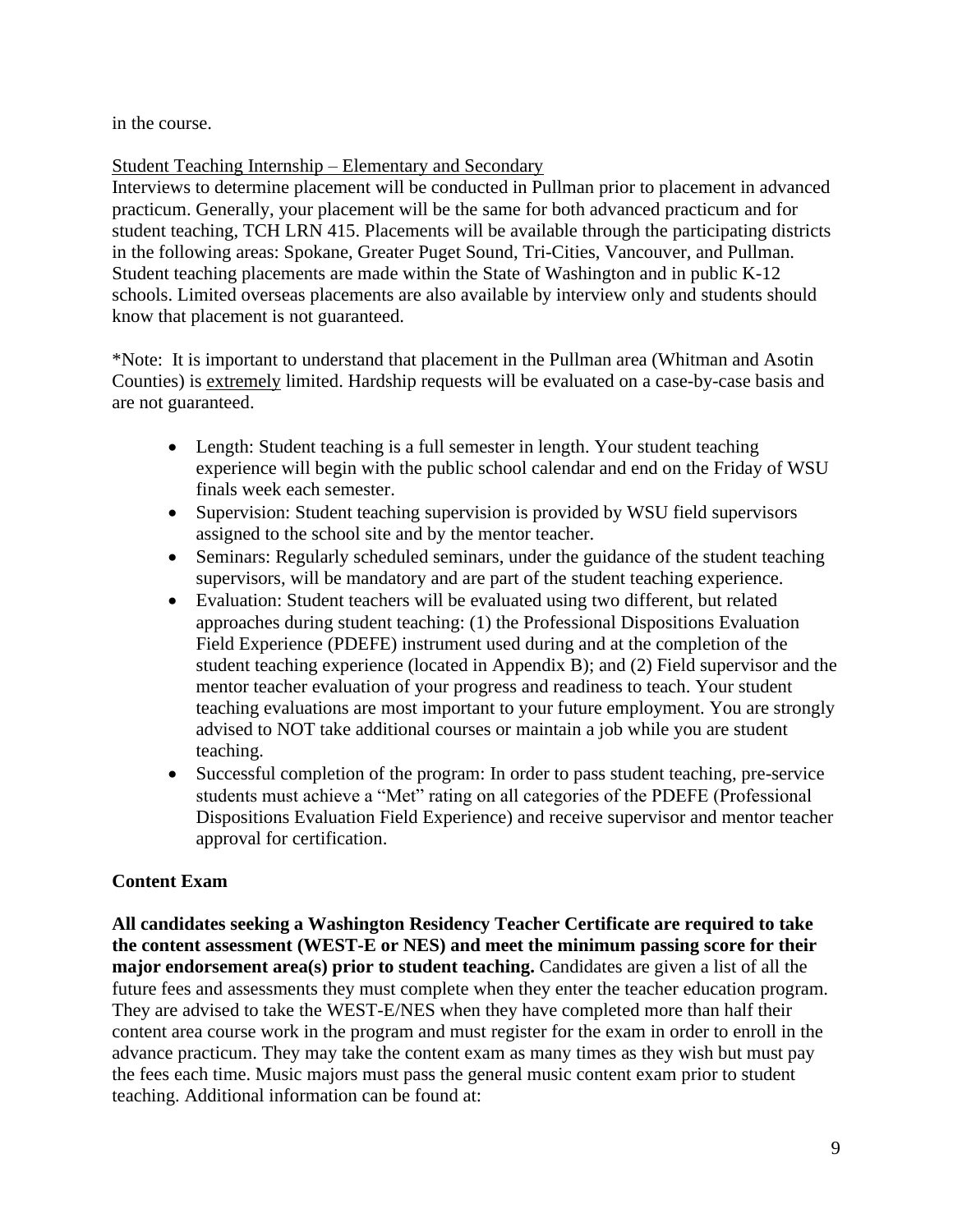in the course.

Student Teaching Internship – Elementary and Secondary

Interviews to determine placement will be conducted in Pullman prior to placement in advanced practicum. Generally, your placement will be the same for both advanced practicum and for student teaching, TCH LRN 415. Placements will be available through the participating districts in the following areas: Spokane, Greater Puget Sound, Tri-Cities, Vancouver, and Pullman. Student teaching placements are made within the State of Washington and in public K-12 schools. Limited overseas placements are also available by interview only and students should know that placement is not guaranteed.

*Note: It is important to understand that placement in the Pullman area (Whitman and Asotin Counties) is extremely limited. Hardship requests will be evaluated on a case-by-case basis and are not guaranteed.

- Length: Student teaching is a full semester in length. Your student teaching experience will begin with the public school calendar and end on the Friday of WSU finals week each semester.
- Supervision: Student teaching supervision is provided by WSU field supervisors assigned to the school site and by the mentor teacher.
- Seminars: Regularly scheduled seminars, under the guidance of the student teaching supervisors, will be mandatory and are part of the student teaching experience.
- Evaluation: Student teachers will be evaluated using two different, but related approaches during student teaching: (1) the Professional Dispositions Evaluation Field Experience (PDEFE) instrument used during and at the completion of the student teaching experience (located in Appendix B); and (2) Field supervisor and the mentor teacher evaluation of your progress and readiness to teach. Your student teaching evaluations are most important to your future employment. You are strongly advised to NOT take additional courses or maintain a job while you are student teaching.
- Successful completion of the program: In order to pass student teaching, pre-service students must achieve a "Met" rating on all categories of the PDEFE (Professional Dispositions Evaluation Field Experience) and receive supervisor and mentor teacher approval for certification.

**Content Exam**

**All candidates seeking a Washington Residency Teacher Certificate are required to take the content assessment (WEST-E or NES) and meet the minimum passing score for their major endorsement area(s) prior to student teaching.** Candidates are given a list of all the future fees and assessments they must complete when they enter the teacher education program. They are advised to take the WEST-E/NES when they have completed more than half their content area course work in the program and must register for the exam in order to enroll in the advance practicum. They may take the content exam as many times as they wish but must pay the fees each time. Music majors must pass the general music content exam prior to student teaching. Additional information can be found at: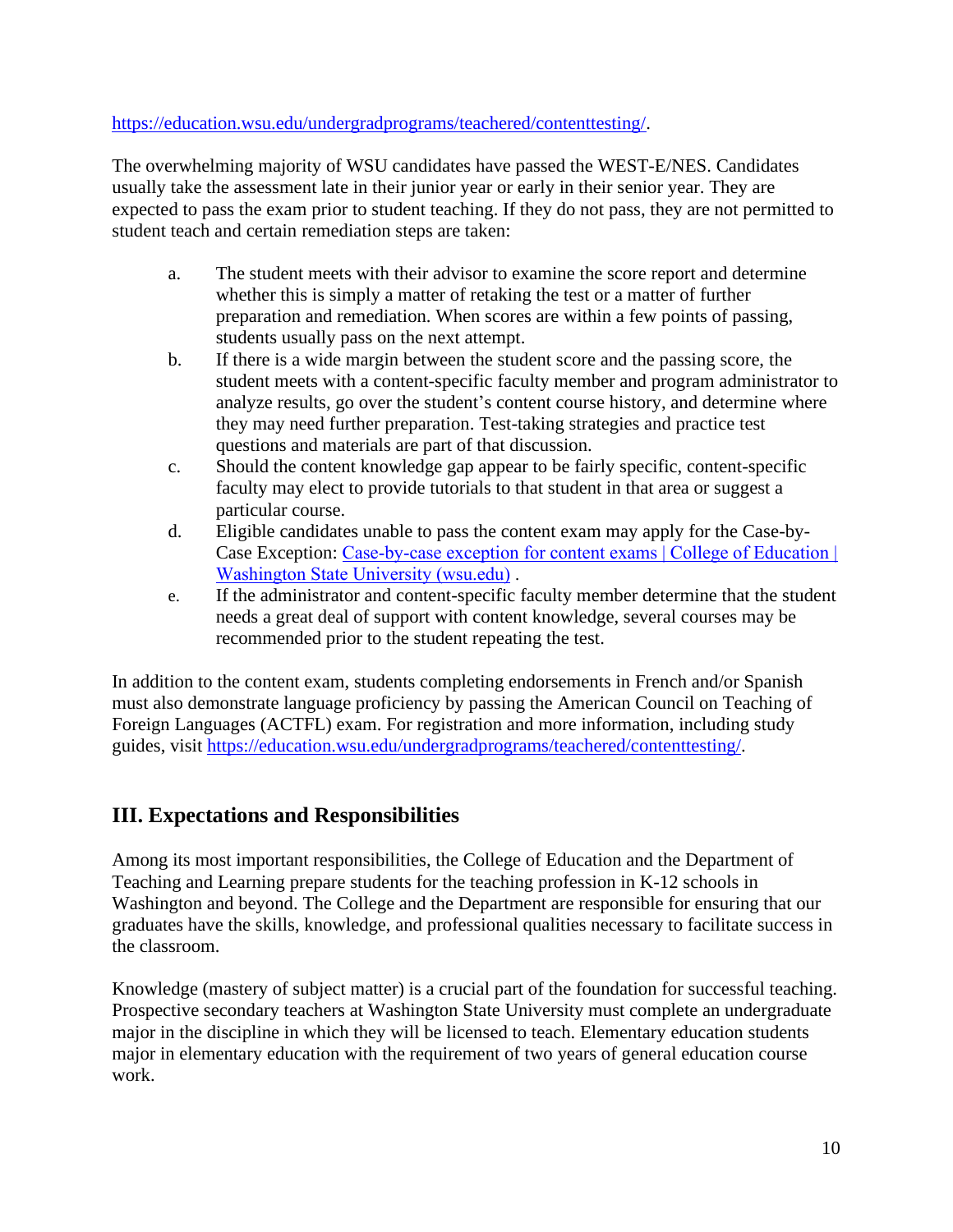https://education.wsu.edu/undergradprograms/teachered/contenttesting/.

The overwhelming majority of WSU candidates have passed the WEST-E/NES. Candidates usually take the assessment late in their junior year or early in their senior year. They are expected to pass the exam prior to student teaching. If they do not pass, they are not permitted to student teach and certain remediation steps are taken:

a. The student meets with their advisor to examine the score report and determine whether this is simply a matter of retaking the test or a matter of further preparation and remediation. When scores are within a few points of passing, students usually pass on the next attempt.
b. If there is a wide margin between the student score and the passing score, the student meets with a content-specific faculty member and program administrator to analyze results, go over the student's content course history, and determine where they may need further preparation. Test-taking strategies and practice test questions and materials are part of that discussion.
c. Should the content knowledge gap appear to be fairly specific, content-specific faculty may elect to provide tutorials to that student in that area or suggest a particular course.
d. Eligible candidates unable to pass the content exam may apply for the Case-by-Case Exception: Case-by-case exception for content exams | College of Education | Washington State University (wsu.edu) .
e. If the administrator and content-specific faculty member determine that the student needs a great deal of support with content knowledge, several courses may be recommended prior to the student repeating the test.

In addition to the content exam, students completing endorsements in French and/or Spanish must also demonstrate language proficiency by passing the American Council on Teaching of Foreign Languages (ACTFL) exam. For registration and more information, including study guides, visit https://education.wsu.edu/undergradprograms/teachered/contenttesting/.

## III. Expectations and Responsibilities

Among its most important responsibilities, the College of Education and the Department of Teaching and Learning prepare students for the teaching profession in K-12 schools in Washington and beyond. The College and the Department are responsible for ensuring that our graduates have the skills, knowledge, and professional qualities necessary to facilitate success in the classroom.

Knowledge (mastery of subject matter) is a crucial part of the foundation for successful teaching. Prospective secondary teachers at Washington State University must complete an undergraduate major in the discipline in which they will be licensed to teach. Elementary education students major in elementary education with the requirement of two years of general education course work.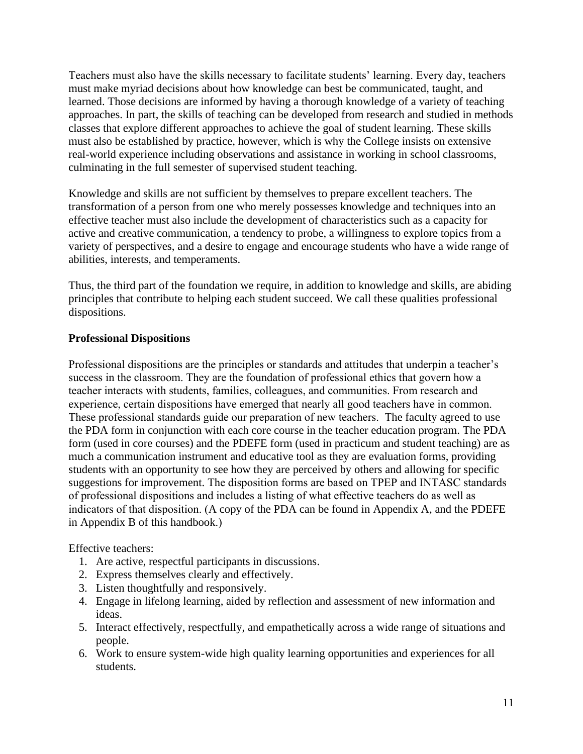Teachers must also have the skills necessary to facilitate students' learning. Every day, teachers must make myriad decisions about how knowledge can best be communicated, taught, and learned. Those decisions are informed by having a thorough knowledge of a variety of teaching approaches. In part, the skills of teaching can be developed from research and studied in methods classes that explore different approaches to achieve the goal of student learning. These skills must also be established by practice, however, which is why the College insists on extensive real-world experience including observations and assistance in working in school classrooms, culminating in the full semester of supervised student teaching.

Knowledge and skills are not sufficient by themselves to prepare excellent teachers. The transformation of a person from one who merely possesses knowledge and techniques into an effective teacher must also include the development of characteristics such as a capacity for active and creative communication, a tendency to probe, a willingness to explore topics from a variety of perspectives, and a desire to engage and encourage students who have a wide range of abilities, interests, and temperaments.

Thus, the third part of the foundation we require, in addition to knowledge and skills, are abiding principles that contribute to helping each student succeed. We call these qualities professional dispositions.

**Professional Dispositions**

Professional dispositions are the principles or standards and attitudes that underpin a teacher's success in the classroom. They are the foundation of professional ethics that govern how a teacher interacts with students, families, colleagues, and communities. From research and experience, certain dispositions have emerged that nearly all good teachers have in common. These professional standards guide our preparation of new teachers. The faculty agreed to use the PDA form in conjunction with each core course in the teacher education program. The PDA form (used in core courses) and the PDEFE form (used in practicum and student teaching) are as much a communication instrument and educative tool as they are evaluation forms, providing students with an opportunity to see how they are perceived by others and allowing for specific suggestions for improvement. The disposition forms are based on TPEP and INTASC standards of professional dispositions and includes a listing of what effective teachers do as well as indicators of that disposition. (A copy of the PDA can be found in Appendix A, and the PDEFE in Appendix B of this handbook.)

Effective teachers:

1. Are active, respectful participants in discussions.
2. Express themselves clearly and effectively.
3. Listen thoughtfully and responsively.
4. Engage in lifelong learning, aided by reflection and assessment of new information and ideas.
5. Interact effectively, respectfully, and empathetically across a wide range of situations and people.
6. Work to ensure system-wide high quality learning opportunities and experiences for all students.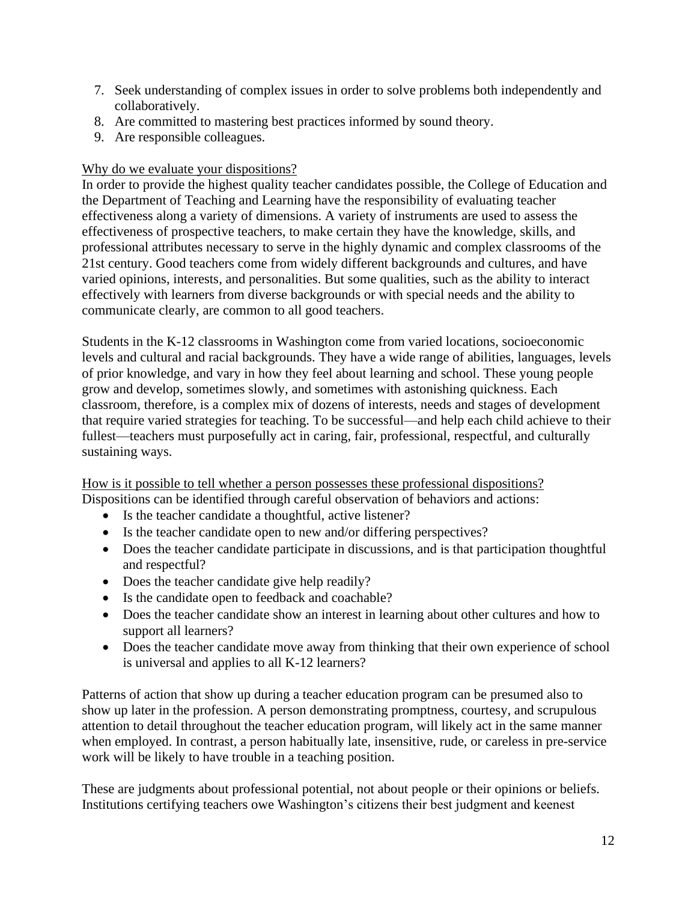7. Seek understanding of complex issues in order to solve problems both independently and collaboratively.
8. Are committed to mastering best practices informed by sound theory.
9. Are responsible colleagues.

Why do we evaluate your dispositions?

In order to provide the highest quality teacher candidates possible, the College of Education and the Department of Teaching and Learning have the responsibility of evaluating teacher effectiveness along a variety of dimensions. A variety of instruments are used to assess the effectiveness of prospective teachers, to make certain they have the knowledge, skills, and professional attributes necessary to serve in the highly dynamic and complex classrooms of the 21st century. Good teachers come from widely different backgrounds and cultures, and have varied opinions, interests, and personalities. But some qualities, such as the ability to interact effectively with learners from diverse backgrounds or with special needs and the ability to communicate clearly, are common to all good teachers.

Students in the K-12 classrooms in Washington come from varied locations, socioeconomic levels and cultural and racial backgrounds. They have a wide range of abilities, languages, levels of prior knowledge, and vary in how they feel about learning and school. These young people grow and develop, sometimes slowly, and sometimes with astonishing quickness. Each classroom, therefore, is a complex mix of dozens of interests, needs and stages of development that require varied strategies for teaching. To be successful—and help each child achieve to their fullest—teachers must purposefully act in caring, fair, professional, respectful, and culturally sustaining ways.

How is it possible to tell whether a person possesses these professional dispositions?

Dispositions can be identified through careful observation of behaviors and actions:

- Is the teacher candidate a thoughtful, active listener?
- Is the teacher candidate open to new and/or differing perspectives?
- Does the teacher candidate participate in discussions, and is that participation thoughtful and respectful?
- Does the teacher candidate give help readily?
- Is the candidate open to feedback and coachable?
- Does the teacher candidate show an interest in learning about other cultures and how to support all learners?
- Does the teacher candidate move away from thinking that their own experience of school is universal and applies to all K-12 learners?

Patterns of action that show up during a teacher education program can be presumed also to show up later in the profession. A person demonstrating promptness, courtesy, and scrupulous attention to detail throughout the teacher education program, will likely act in the same manner when employed. In contrast, a person habitually late, insensitive, rude, or careless in pre-service work will be likely to have trouble in a teaching position.

These are judgments about professional potential, not about people or their opinions or beliefs. Institutions certifying teachers owe Washington's citizens their best judgment and keenest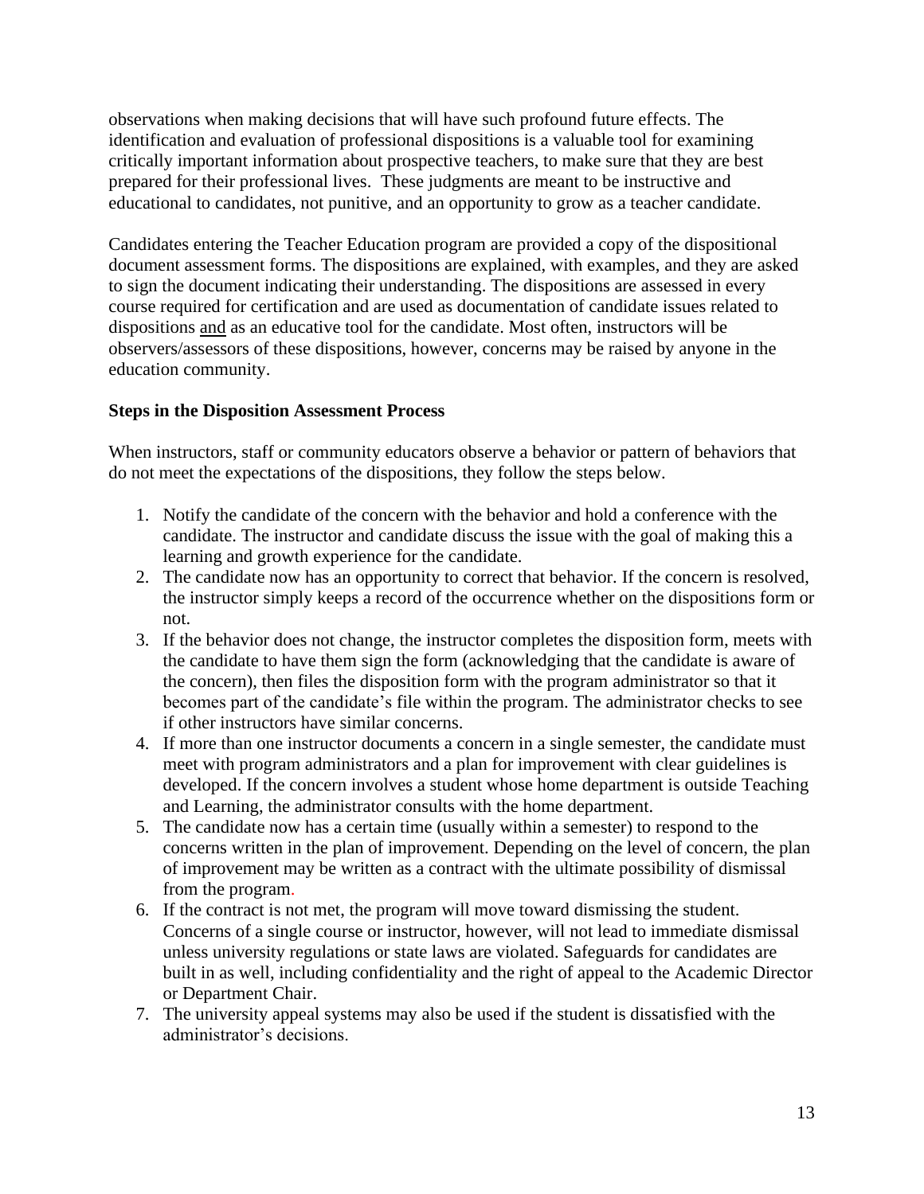observations when making decisions that will have such profound future effects. The identification and evaluation of professional dispositions is a valuable tool for examining critically important information about prospective teachers, to make sure that they are best prepared for their professional lives. These judgments are meant to be instructive and educational to candidates, not punitive, and an opportunity to grow as a teacher candidate.

Candidates entering the Teacher Education program are provided a copy of the dispositional document assessment forms. The dispositions are explained, with examples, and they are asked to sign the document indicating their understanding. The dispositions are assessed in every course required for certification and are used as documentation of candidate issues related to dispositions <u>and</u> as an educative tool for the candidate. Most often, instructors will be observers/assessors of these dispositions, however, concerns may be raised by anyone in the education community.

**Steps in the Disposition Assessment Process**

When instructors, staff or community educators observe a behavior or pattern of behaviors that do not meet the expectations of the dispositions, they follow the steps below.

1. Notify the candidate of the concern with the behavior and hold a conference with the candidate. The instructor and candidate discuss the issue with the goal of making this a learning and growth experience for the candidate.
2. The candidate now has an opportunity to correct that behavior. If the concern is resolved, the instructor simply keeps a record of the occurrence whether on the dispositions form or not.
3. If the behavior does not change, the instructor completes the disposition form, meets with the candidate to have them sign the form (acknowledging that the candidate is aware of the concern), then files the disposition form with the program administrator so that it becomes part of the candidate's file within the program. The administrator checks to see if other instructors have similar concerns.
4. If more than one instructor documents a concern in a single semester, the candidate must meet with program administrators and a plan for improvement with clear guidelines is developed. If the concern involves a student whose home department is outside Teaching and Learning, the administrator consults with the home department.
5. The candidate now has a certain time (usually within a semester) to respond to the concerns written in the plan of improvement. Depending on the level of concern, the plan of improvement may be written as a contract with the ultimate possibility of dismissal from the program.
6. If the contract is not met, the program will move toward dismissing the student. Concerns of a single course or instructor, however, will not lead to immediate dismissal unless university regulations or state laws are violated. Safeguards for candidates are built in as well, including confidentiality and the right of appeal to the Academic Director or Department Chair.
7. The university appeal systems may also be used if the student is dissatisfied with the administrator's decisions.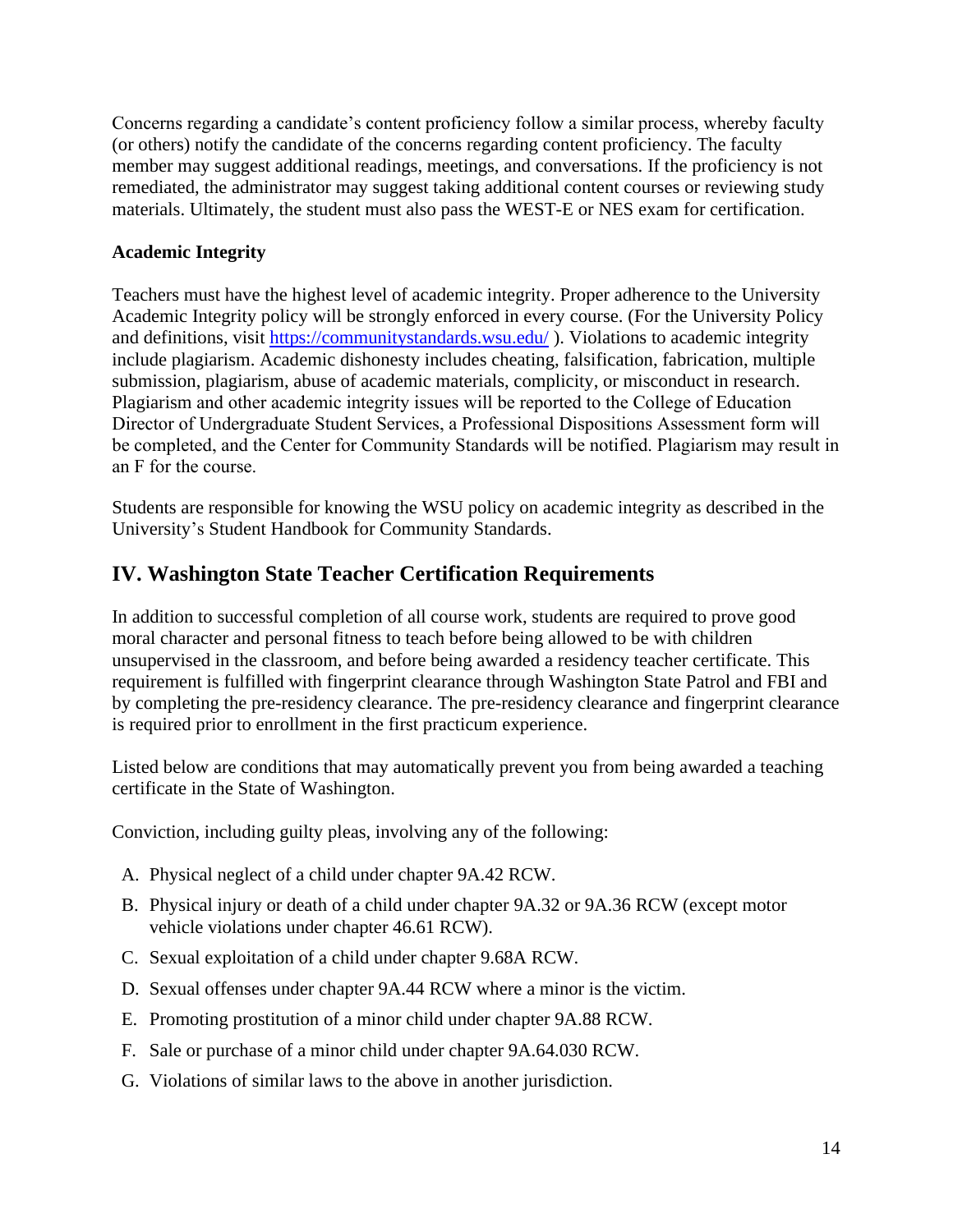Concerns regarding a candidate's content proficiency follow a similar process, whereby faculty (or others) notify the candidate of the concerns regarding content proficiency. The faculty member may suggest additional readings, meetings, and conversations. If the proficiency is not remediated, the administrator may suggest taking additional content courses or reviewing study materials. Ultimately, the student must also pass the WEST-E or NES exam for certification.

**Academic Integrity**

Teachers must have the highest level of academic integrity. Proper adherence to the University Academic Integrity policy will be strongly enforced in every course. (For the University Policy and definitions, visit [https://communitystandards.wsu.edu/](https://communitystandards.wsu.edu/) ). Violations to academic integrity include plagiarism. Academic dishonesty includes cheating, falsification, fabrication, multiple submission, plagiarism, abuse of academic materials, complicity, or misconduct in research. Plagiarism and other academic integrity issues will be reported to the College of Education Director of Undergraduate Student Services, a Professional Dispositions Assessment form will be completed, and the Center for Community Standards will be notified. Plagiarism may result in an F for the course.

Students are responsible for knowing the WSU policy on academic integrity as described in the University's Student Handbook for Community Standards.

## IV. Washington State Teacher Certification Requirements

In addition to successful completion of all course work, students are required to prove good moral character and personal fitness to teach before being allowed to be with children unsupervised in the classroom, and before being awarded a residency teacher certificate. This requirement is fulfilled with fingerprint clearance through Washington State Patrol and FBI and by completing the pre-residency clearance. The pre-residency clearance and fingerprint clearance is required prior to enrollment in the first practicum experience.

Listed below are conditions that may automatically prevent you from being awarded a teaching certificate in the State of Washington.

Conviction, including guilty pleas, involving any of the following:

A. Physical neglect of a child under chapter 9A.42 RCW.
B. Physical injury or death of a child under chapter 9A.32 or 9A.36 RCW (except motor vehicle violations under chapter 46.61 RCW).
C. Sexual exploitation of a child under chapter 9.68A RCW.
D. Sexual offenses under chapter 9A.44 RCW where a minor is the victim.
E. Promoting prostitution of a minor child under chapter 9A.88 RCW.
F. Sale or purchase of a minor child under chapter 9A.64.030 RCW.
G. Violations of similar laws to the above in another jurisdiction.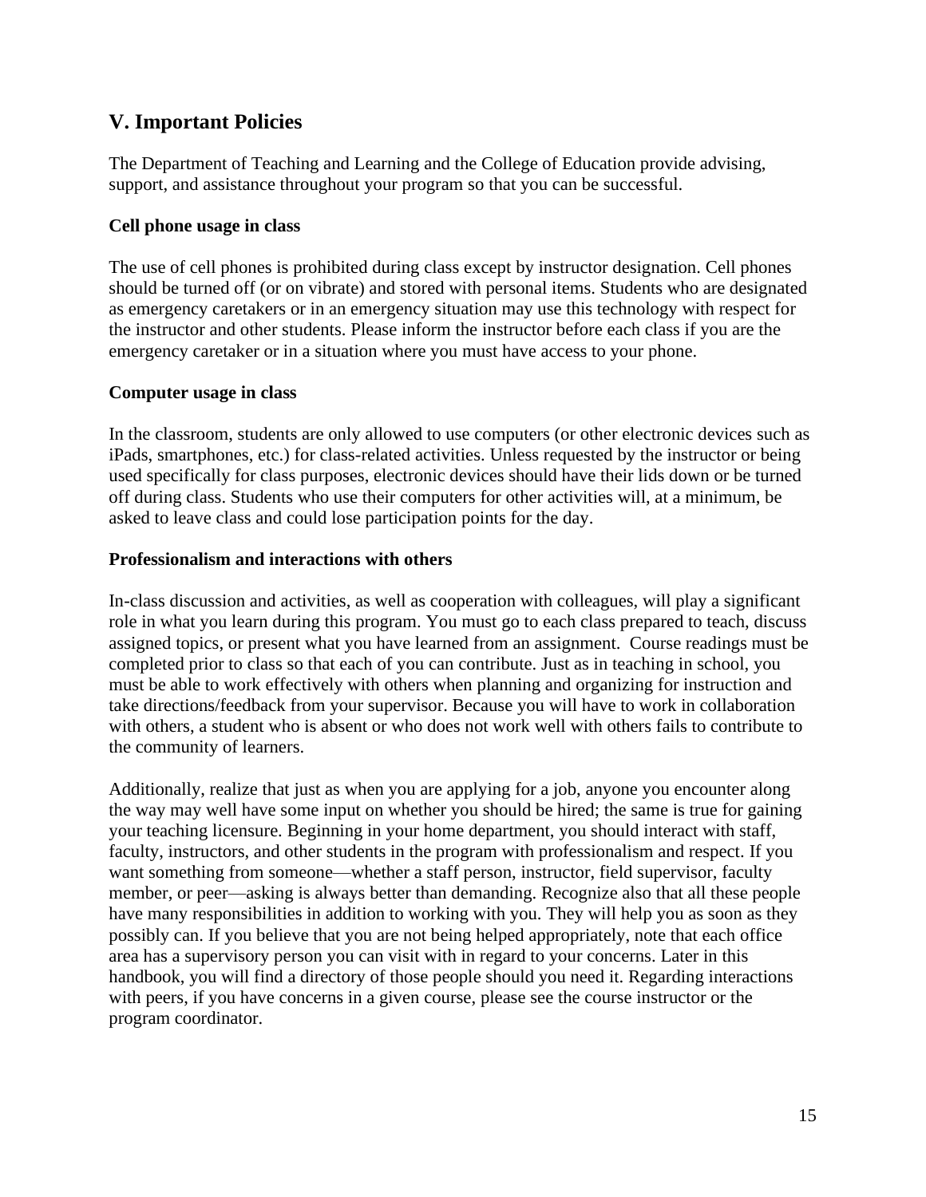## V. Important Policies

The Department of Teaching and Learning and the College of Education provide advising, support, and assistance throughout your program so that you can be successful.

### Cell phone usage in class

The use of cell phones is prohibited during class except by instructor designation. Cell phones should be turned off (or on vibrate) and stored with personal items. Students who are designated as emergency caretakers or in an emergency situation may use this technology with respect for the instructor and other students. Please inform the instructor before each class if you are the emergency caretaker or in a situation where you must have access to your phone.

### Computer usage in class

In the classroom, students are only allowed to use computers (or other electronic devices such as iPads, smartphones, etc.) for class-related activities. Unless requested by the instructor or being used specifically for class purposes, electronic devices should have their lids down or be turned off during class. Students who use their computers for other activities will, at a minimum, be asked to leave class and could lose participation points for the day.

### Professionalism and interactions with others

In-class discussion and activities, as well as cooperation with colleagues, will play a significant role in what you learn during this program. You must go to each class prepared to teach, discuss assigned topics, or present what you have learned from an assignment. Course readings must be completed prior to class so that each of you can contribute. Just as in teaching in school, you must be able to work effectively with others when planning and organizing for instruction and take directions/feedback from your supervisor. Because you will have to work in collaboration with others, a student who is absent or who does not work well with others fails to contribute to the community of learners.

Additionally, realize that just as when you are applying for a job, anyone you encounter along the way may well have some input on whether you should be hired; the same is true for gaining your teaching licensure. Beginning in your home department, you should interact with staff, faculty, instructors, and other students in the program with professionalism and respect. If you want something from someone—whether a staff person, instructor, field supervisor, faculty member, or peer—asking is always better than demanding. Recognize also that all these people have many responsibilities in addition to working with you. They will help you as soon as they possibly can. If you believe that you are not being helped appropriately, note that each office area has a supervisory person you can visit with in regard to your concerns. Later in this handbook, you will find a directory of those people should you need it. Regarding interactions with peers, if you have concerns in a given course, please see the course instructor or the program coordinator.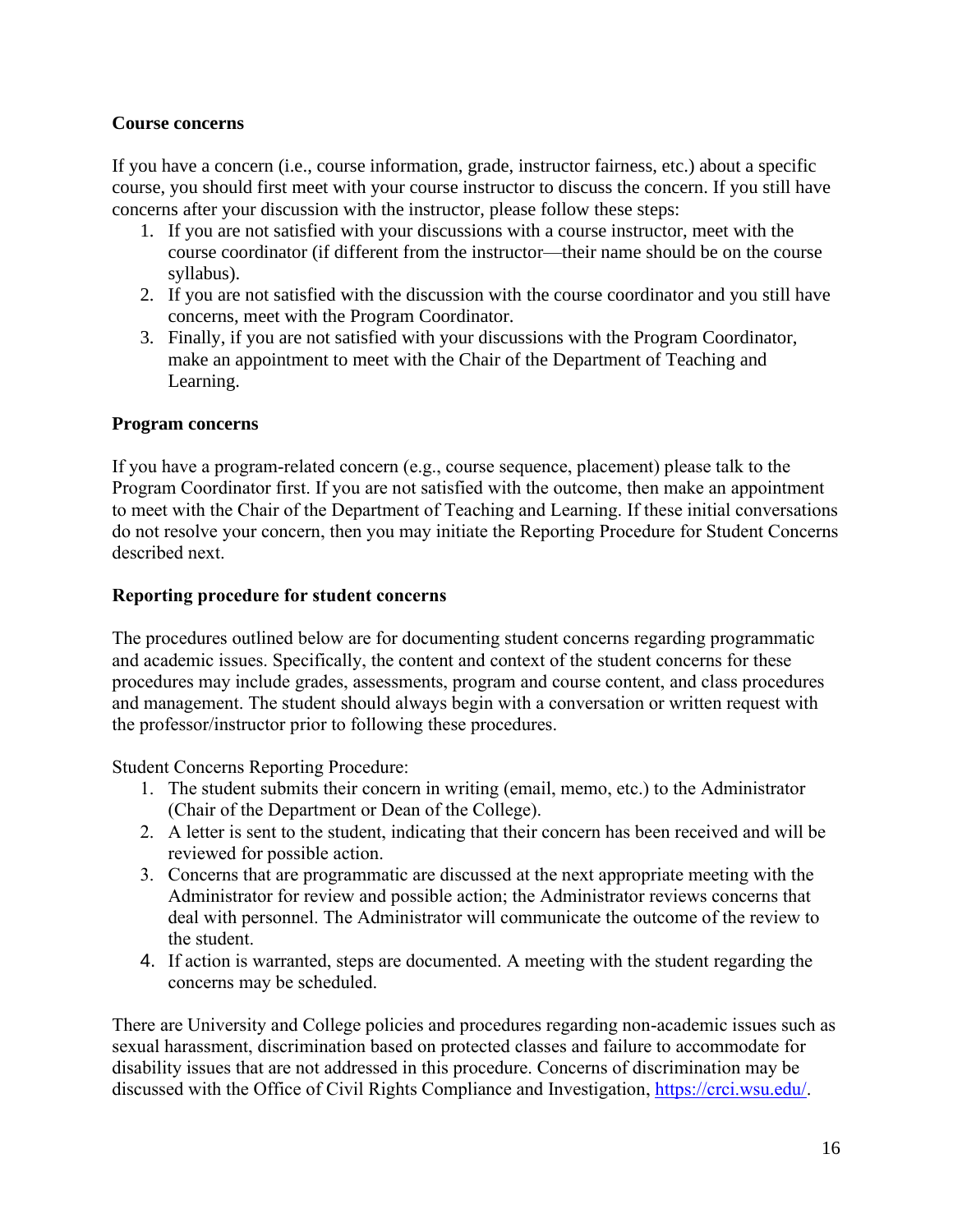### Course concerns

If you have a concern (i.e., course information, grade, instructor fairness, etc.) about a specific course, you should first meet with your course instructor to discuss the concern. If you still have concerns after your discussion with the instructor, please follow these steps:

1. If you are not satisfied with your discussions with a course instructor, meet with the course coordinator (if different from the instructor—their name should be on the course syllabus).
2. If you are not satisfied with the discussion with the course coordinator and you still have concerns, meet with the Program Coordinator.
3. Finally, if you are not satisfied with your discussions with the Program Coordinator, make an appointment to meet with the Chair of the Department of Teaching and Learning.

### Program concerns

If you have a program-related concern (e.g., course sequence, placement) please talk to the Program Coordinator first. If you are not satisfied with the outcome, then make an appointment to meet with the Chair of the Department of Teaching and Learning. If these initial conversations do not resolve your concern, then you may initiate the Reporting Procedure for Student Concerns described next.

### Reporting procedure for student concerns

The procedures outlined below are for documenting student concerns regarding programmatic and academic issues. Specifically, the content and context of the student concerns for these procedures may include grades, assessments, program and course content, and class procedures and management. The student should always begin with a conversation or written request with the professor/instructor prior to following these procedures.

Student Concerns Reporting Procedure:

1. The student submits their concern in writing (email, memo, etc.) to the Administrator (Chair of the Department or Dean of the College).
2. A letter is sent to the student, indicating that their concern has been received and will be reviewed for possible action.
3. Concerns that are programmatic are discussed at the next appropriate meeting with the Administrator for review and possible action; the Administrator reviews concerns that deal with personnel. The Administrator will communicate the outcome of the review to the student.
4. If action is warranted, steps are documented. A meeting with the student regarding the concerns may be scheduled.

There are University and College policies and procedures regarding non-academic issues such as sexual harassment, discrimination based on protected classes and failure to accommodate for disability issues that are not addressed in this procedure. Concerns of discrimination may be discussed with the Office of Civil Rights Compliance and Investigation, https://crci.wsu.edu/.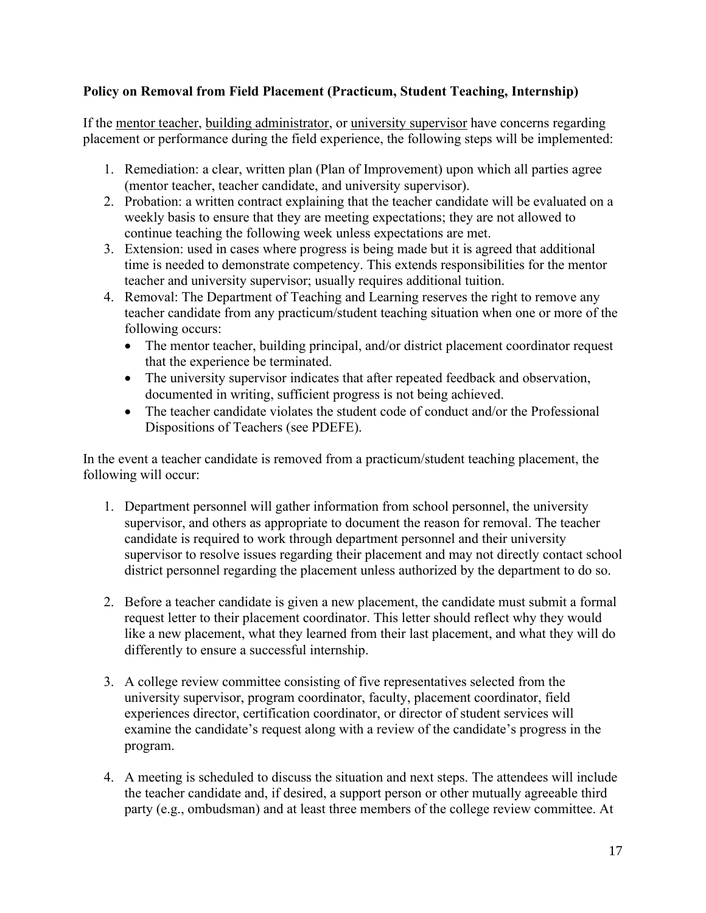**Policy on Removal from Field Placement (Practicum, Student Teaching, Internship)**

If the mentor teacher, building administrator, or university supervisor have concerns regarding placement or performance during the field experience, the following steps will be implemented:

1. Remediation: a clear, written plan (Plan of Improvement) upon which all parties agree (mentor teacher, teacher candidate, and university supervisor).
2. Probation: a written contract explaining that the teacher candidate will be evaluated on a weekly basis to ensure that they are meeting expectations; they are not allowed to continue teaching the following week unless expectations are met.
3. Extension: used in cases where progress is being made but it is agreed that additional time is needed to demonstrate competency. This extends responsibilities for the mentor teacher and university supervisor; usually requires additional tuition.
4. Removal: The Department of Teaching and Learning reserves the right to remove any teacher candidate from any practicum/student teaching situation when one or more of the following occurs:
   - The mentor teacher, building principal, and/or district placement coordinator request that the experience be terminated.
   - The university supervisor indicates that after repeated feedback and observation, documented in writing, sufficient progress is not being achieved.
   - The teacher candidate violates the student code of conduct and/or the Professional Dispositions of Teachers (see PDEFE).

In the event a teacher candidate is removed from a practicum/student teaching placement, the following will occur:

1. Department personnel will gather information from school personnel, the university supervisor, and others as appropriate to document the reason for removal. The teacher candidate is required to work through department personnel and their university supervisor to resolve issues regarding their placement and may not directly contact school district personnel regarding the placement unless authorized by the department to do so.

2. Before a teacher candidate is given a new placement, the candidate must submit a formal request letter to their placement coordinator. This letter should reflect why they would like a new placement, what they learned from their last placement, and what they will do differently to ensure a successful internship.

3. A college review committee consisting of five representatives selected from the university supervisor, program coordinator, faculty, placement coordinator, field experiences director, certification coordinator, or director of student services will examine the candidate's request along with a review of the candidate's progress in the program.

4. A meeting is scheduled to discuss the situation and next steps. The attendees will include the teacher candidate and, if desired, a support person or other mutually agreeable third party (e.g., ombudsman) and at least three members of the college review committee. At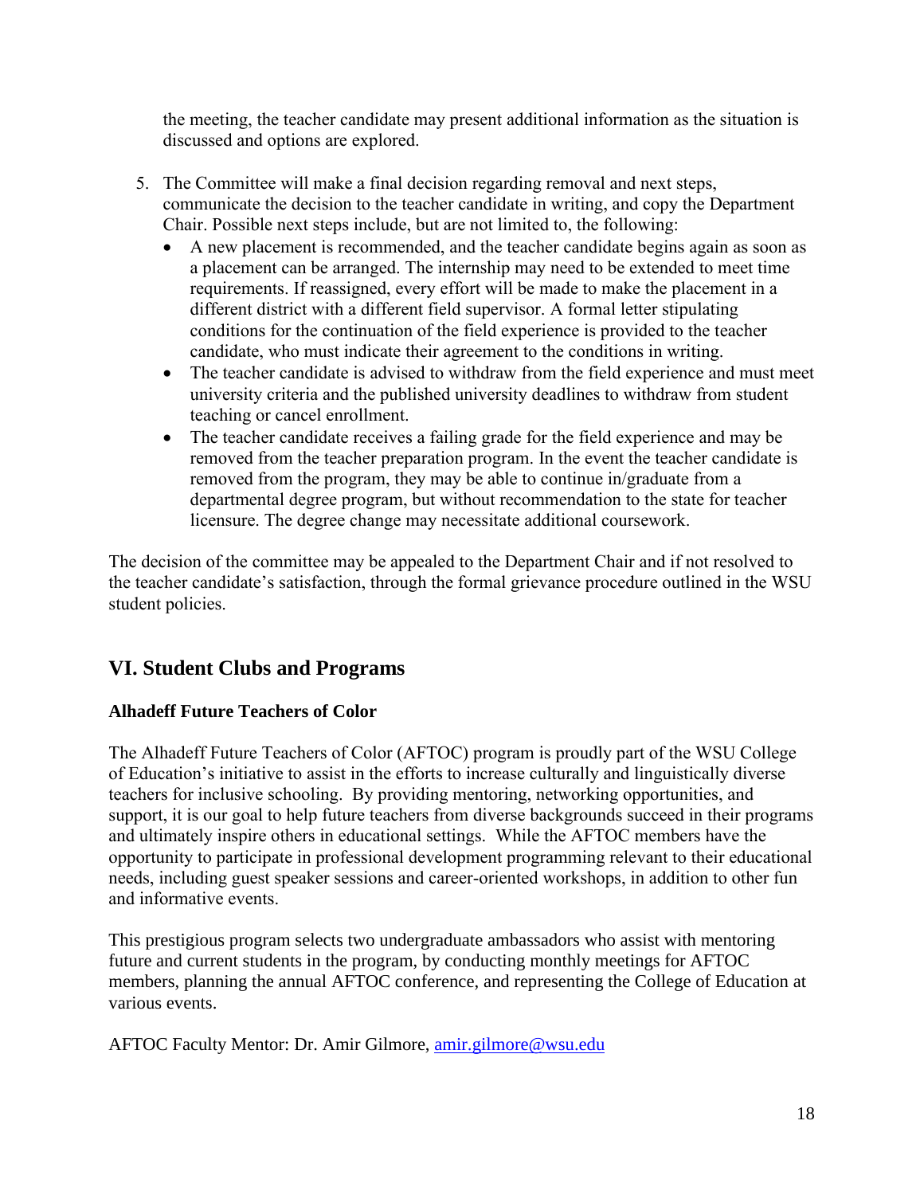the meeting, the teacher candidate may present additional information as the situation is discussed and options are explored.

5. The Committee will make a final decision regarding removal and next steps, communicate the decision to the teacher candidate in writing, and copy the Department Chair. Possible next steps include, but are not limited to, the following:
   - A new placement is recommended, and the teacher candidate begins again as soon as a placement can be arranged. The internship may need to be extended to meet time requirements. If reassigned, every effort will be made to make the placement in a different district with a different field supervisor. A formal letter stipulating conditions for the continuation of the field experience is provided to the teacher candidate, who must indicate their agreement to the conditions in writing.
   - The teacher candidate is advised to withdraw from the field experience and must meet university criteria and the published university deadlines to withdraw from student teaching or cancel enrollment.
   - The teacher candidate receives a failing grade for the field experience and may be removed from the teacher preparation program. In the event the teacher candidate is removed from the program, they may be able to continue in/graduate from a departmental degree program, but without recommendation to the state for teacher licensure. The degree change may necessitate additional coursework.

The decision of the committee may be appealed to the Department Chair and if not resolved to the teacher candidate's satisfaction, through the formal grievance procedure outlined in the WSU student policies.

## VI. Student Clubs and Programs

### Alhadeff Future Teachers of Color

The Alhadeff Future Teachers of Color (AFTOC) program is proudly part of the WSU College of Education's initiative to assist in the efforts to increase culturally and linguistically diverse teachers for inclusive schooling. By providing mentoring, networking opportunities, and support, it is our goal to help future teachers from diverse backgrounds succeed in their programs and ultimately inspire others in educational settings. While the AFTOC members have the opportunity to participate in professional development programming relevant to their educational needs, including guest speaker sessions and career-oriented workshops, in addition to other fun and informative events.

This prestigious program selects two undergraduate ambassadors who assist with mentoring future and current students in the program, by conducting monthly meetings for AFTOC members, planning the annual AFTOC conference, and representing the College of Education at various events.

AFTOC Faculty Mentor: Dr. Amir Gilmore, amir.gilmore@wsu.edu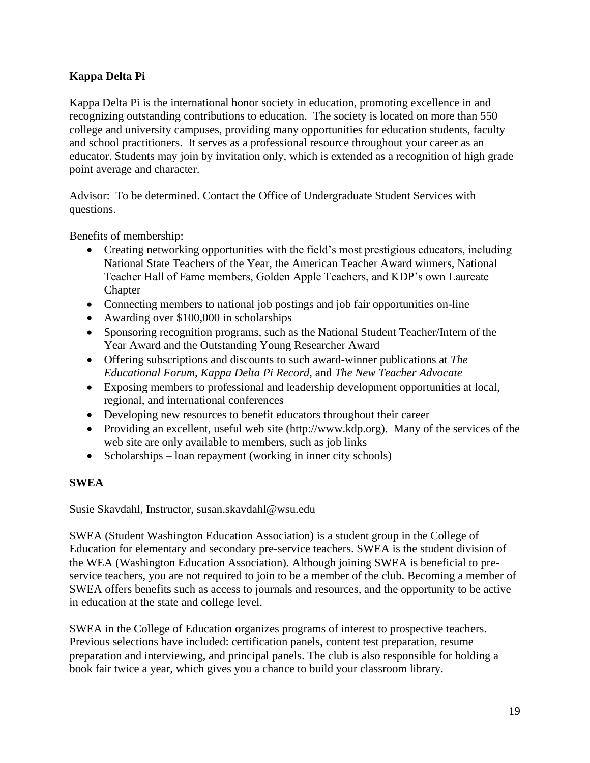**Kappa Delta Pi**

Kappa Delta Pi is the international honor society in education, promoting excellence in and recognizing outstanding contributions to education. The society is located on more than 550 college and university campuses, providing many opportunities for education students, faculty and school practitioners. It serves as a professional resource throughout your career as an educator. Students may join by invitation only, which is extended as a recognition of high grade point average and character.

Advisor: To be determined. Contact the Office of Undergraduate Student Services with questions.

Benefits of membership:

- Creating networking opportunities with the field's most prestigious educators, including National State Teachers of the Year, the American Teacher Award winners, National Teacher Hall of Fame members, Golden Apple Teachers, and KDP's own Laureate Chapter
- Connecting members to national job postings and job fair opportunities on-line
- Awarding over $100,000 in scholarships
- Sponsoring recognition programs, such as the National Student Teacher/Intern of the Year Award and the Outstanding Young Researcher Award
- Offering subscriptions and discounts to such award-winner publications at *The Educational Forum, Kappa Delta Pi Record,* and *The New Teacher Advocate*
- Exposing members to professional and leadership development opportunities at local, regional, and international conferences
- Developing new resources to benefit educators throughout their career
- Providing an excellent, useful web site (http://www.kdp.org). Many of the services of the web site are only available to members, such as job links
- Scholarships – loan repayment (working in inner city schools)

**SWEA**

Susie Skavdahl, Instructor, susan.skavdahl@wsu.edu

SWEA (Student Washington Education Association) is a student group in the College of Education for elementary and secondary pre-service teachers. SWEA is the student division of the WEA (Washington Education Association). Although joining SWEA is beneficial to pre-service teachers, you are not required to join to be a member of the club. Becoming a member of SWEA offers benefits such as access to journals and resources, and the opportunity to be active in education at the state and college level.

SWEA in the College of Education organizes programs of interest to prospective teachers. Previous selections have included: certification panels, content test preparation, resume preparation and interviewing, and principal panels. The club is also responsible for holding a book fair twice a year, which gives you a chance to build your classroom library.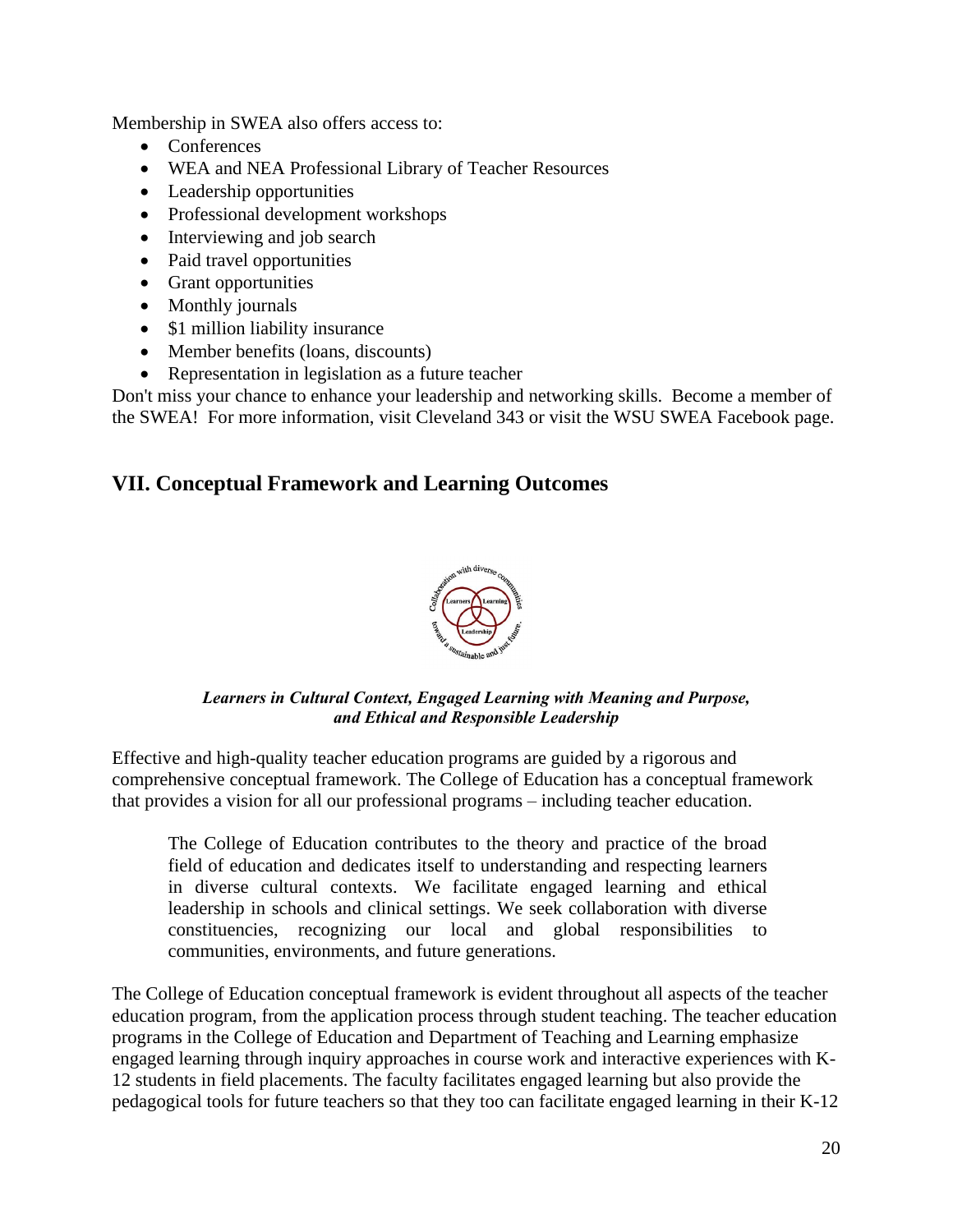Membership in SWEA also offers access to:

- Conferences
- WEA and NEA Professional Library of Teacher Resources
- Leadership opportunities
- Professional development workshops
- Interviewing and job search
- Paid travel opportunities
- Grant opportunities
- Monthly journals
- $1 million liability insurance
- Member benefits (loans, discounts)
- Representation in legislation as a future teacher

Don't miss your chance to enhance your leadership and networking skills. Become a member of the SWEA! For more information, visit Cleveland 343 or visit the WSU SWEA Facebook page.

## VII. Conceptual Framework and Learning Outcomes

***Learners in Cultural Context, Engaged Learning with Meaning and Purpose, and Ethical and Responsible Leadership***

Effective and high-quality teacher education programs are guided by a rigorous and comprehensive conceptual framework. The College of Education has a conceptual framework that provides a vision for all our professional programs – including teacher education.

> The College of Education contributes to the theory and practice of the broad field of education and dedicates itself to understanding and respecting learners in diverse cultural contexts. We facilitate engaged learning and ethical leadership in schools and clinical settings. We seek collaboration with diverse constituencies, recognizing our local and global responsibilities to communities, environments, and future generations.

The College of Education conceptual framework is evident throughout all aspects of the teacher education program, from the application process through student teaching. The teacher education programs in the College of Education and Department of Teaching and Learning emphasize engaged learning through inquiry approaches in course work and interactive experiences with K-12 students in field placements. The faculty facilitates engaged learning but also provide the pedagogical tools for future teachers so that they too can facilitate engaged learning in their K-12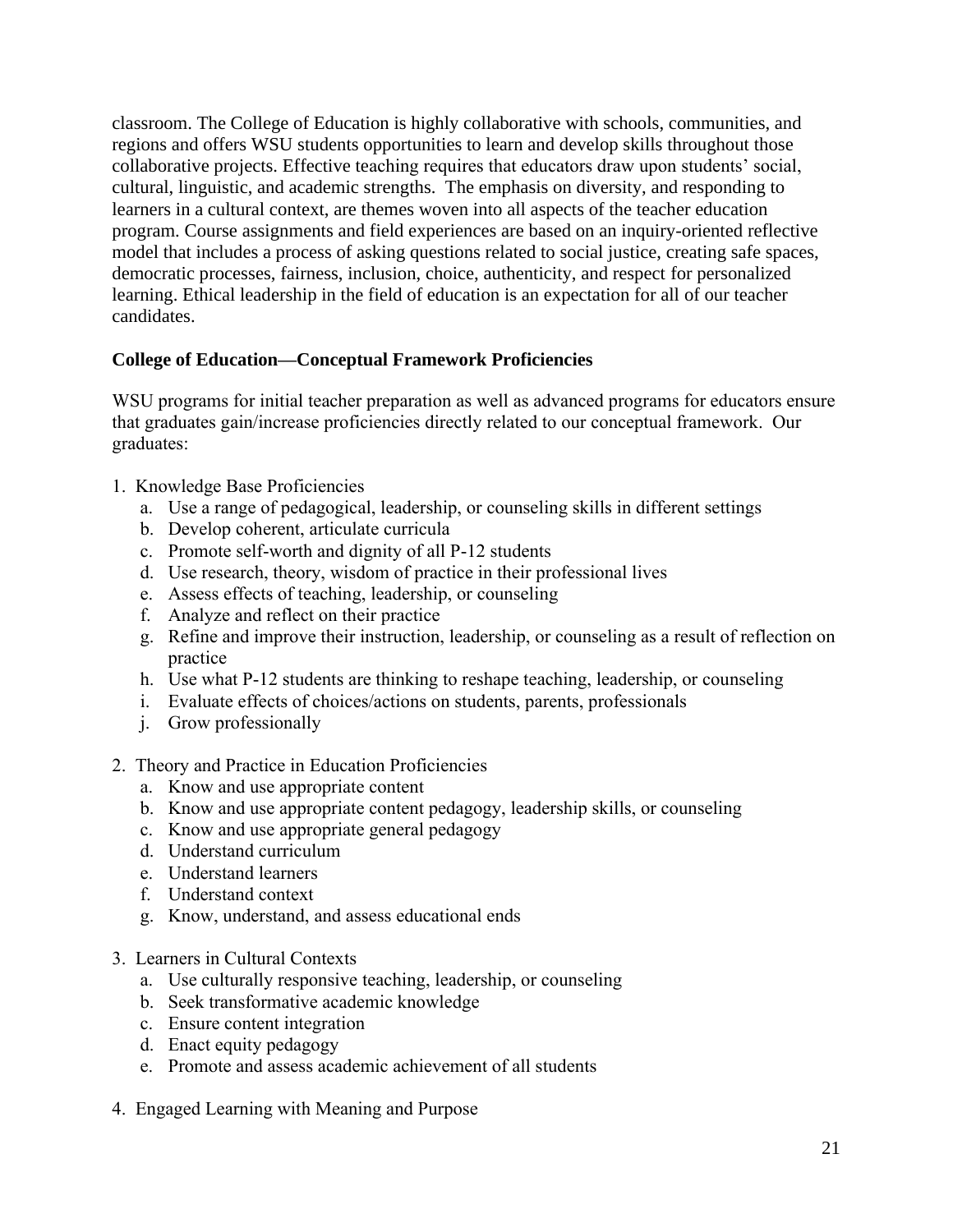classroom. The College of Education is highly collaborative with schools, communities, and regions and offers WSU students opportunities to learn and develop skills throughout those collaborative projects. Effective teaching requires that educators draw upon students' social, cultural, linguistic, and academic strengths. The emphasis on diversity, and responding to learners in a cultural context, are themes woven into all aspects of the teacher education program. Course assignments and field experiences are based on an inquiry-oriented reflective model that includes a process of asking questions related to social justice, creating safe spaces, democratic processes, fairness, inclusion, choice, authenticity, and respect for personalized learning. Ethical leadership in the field of education is an expectation for all of our teacher candidates.

**College of Education—Conceptual Framework Proficiencies**

WSU programs for initial teacher preparation as well as advanced programs for educators ensure that graduates gain/increase proficiencies directly related to our conceptual framework. Our graduates:

1. Knowledge Base Proficiencies
   a. Use a range of pedagogical, leadership, or counseling skills in different settings
   b. Develop coherent, articulate curricula
   c. Promote self-worth and dignity of all P-12 students
   d. Use research, theory, wisdom of practice in their professional lives
   e. Assess effects of teaching, leadership, or counseling
   f. Analyze and reflect on their practice
   g. Refine and improve their instruction, leadership, or counseling as a result of reflection on practice
   h. Use what P-12 students are thinking to reshape teaching, leadership, or counseling
   i. Evaluate effects of choices/actions on students, parents, professionals
   j. Grow professionally

2. Theory and Practice in Education Proficiencies
   a. Know and use appropriate content
   b. Know and use appropriate content pedagogy, leadership skills, or counseling
   c. Know and use appropriate general pedagogy
   d. Understand curriculum
   e. Understand learners
   f. Understand context
   g. Know, understand, and assess educational ends

3. Learners in Cultural Contexts
   a. Use culturally responsive teaching, leadership, or counseling
   b. Seek transformative academic knowledge
   c. Ensure content integration
   d. Enact equity pedagogy
   e. Promote and assess academic achievement of all students

4. Engaged Learning with Meaning and Purpose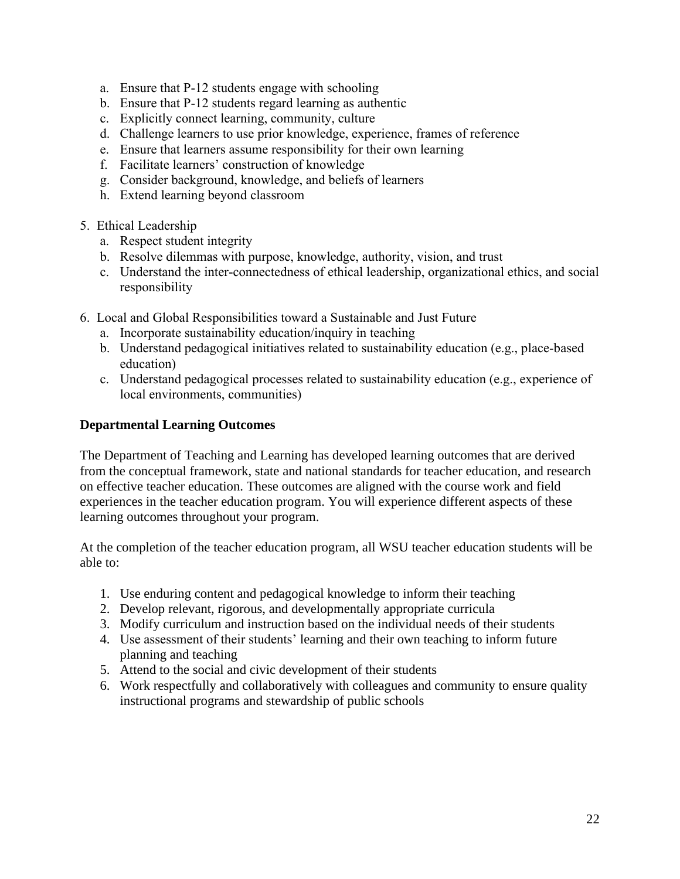a. Ensure that P-12 students engage with schooling
   b. Ensure that P-12 students regard learning as authentic
   c. Explicitly connect learning, community, culture
   d. Challenge learners to use prior knowledge, experience, frames of reference
   e. Ensure that learners assume responsibility for their own learning
   f. Facilitate learners' construction of knowledge
   g. Consider background, knowledge, and beliefs of learners
   h. Extend learning beyond classroom

5. Ethical Leadership
   a. Respect student integrity
   b. Resolve dilemmas with purpose, knowledge, authority, vision, and trust
   c. Understand the inter-connectedness of ethical leadership, organizational ethics, and social responsibility

6. Local and Global Responsibilities toward a Sustainable and Just Future
   a. Incorporate sustainability education/inquiry in teaching
   b. Understand pedagogical initiatives related to sustainability education (e.g., place-based education)
   c. Understand pedagogical processes related to sustainability education (e.g., experience of local environments, communities)

**Departmental Learning Outcomes**

The Department of Teaching and Learning has developed learning outcomes that are derived from the conceptual framework, state and national standards for teacher education, and research on effective teacher education. These outcomes are aligned with the course work and field experiences in the teacher education program. You will experience different aspects of these learning outcomes throughout your program.

At the completion of the teacher education program, all WSU teacher education students will be able to:

1. Use enduring content and pedagogical knowledge to inform their teaching
2. Develop relevant, rigorous, and developmentally appropriate curricula
3. Modify curriculum and instruction based on the individual needs of their students
4. Use assessment of their students' learning and their own teaching to inform future planning and teaching
5. Attend to the social and civic development of their students
6. Work respectfully and collaboratively with colleagues and community to ensure quality instructional programs and stewardship of public schools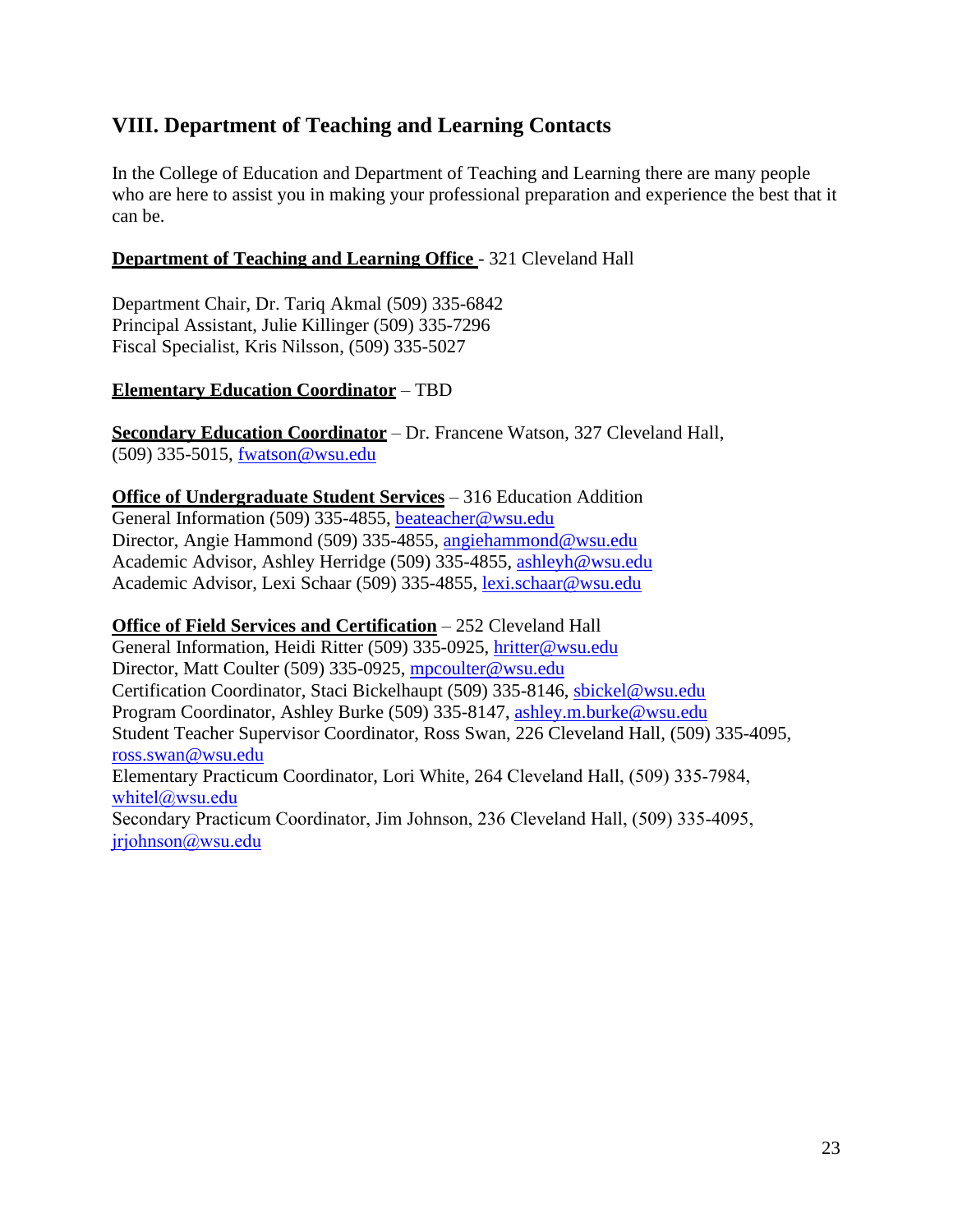## VIII. Department of Teaching and Learning Contacts

In the College of Education and Department of Teaching and Learning there are many people who are here to assist you in making your professional preparation and experience the best that it can be.

**Department of Teaching and Learning Office** - 321 Cleveland Hall

Department Chair, Dr. Tariq Akmal (509) 335-6842
Principal Assistant, Julie Killinger (509) 335-7296
Fiscal Specialist, Kris Nilsson, (509) 335-5027

**Elementary Education Coordinator** – TBD

**Secondary Education Coordinator** – Dr. Francene Watson, 327 Cleveland Hall, (509) 335-5015, fwatson@wsu.edu

**Office of Undergraduate Student Services** – 316 Education Addition
General Information (509) 335-4855, beateacher@wsu.edu
Director, Angie Hammond (509) 335-4855, angiehammond@wsu.edu
Academic Advisor, Ashley Herridge (509) 335-4855, ashleyh@wsu.edu
Academic Advisor, Lexi Schaar (509) 335-4855, lexi.schaar@wsu.edu

**Office of Field Services and Certification** – 252 Cleveland Hall
General Information, Heidi Ritter (509) 335-0925, hritter@wsu.edu
Director, Matt Coulter (509) 335-0925, mpcoulter@wsu.edu
Certification Coordinator, Staci Bickelhaupt (509) 335-8146, sbickel@wsu.edu
Program Coordinator, Ashley Burke (509) 335-8147, ashley.m.burke@wsu.edu
Student Teacher Supervisor Coordinator, Ross Swan, 226 Cleveland Hall, (509) 335-4095, ross.swan@wsu.edu
Elementary Practicum Coordinator, Lori White, 264 Cleveland Hall, (509) 335-7984, whitel@wsu.edu
Secondary Practicum Coordinator, Jim Johnson, 236 Cleveland Hall, (509) 335-4095, jrjohnson@wsu.edu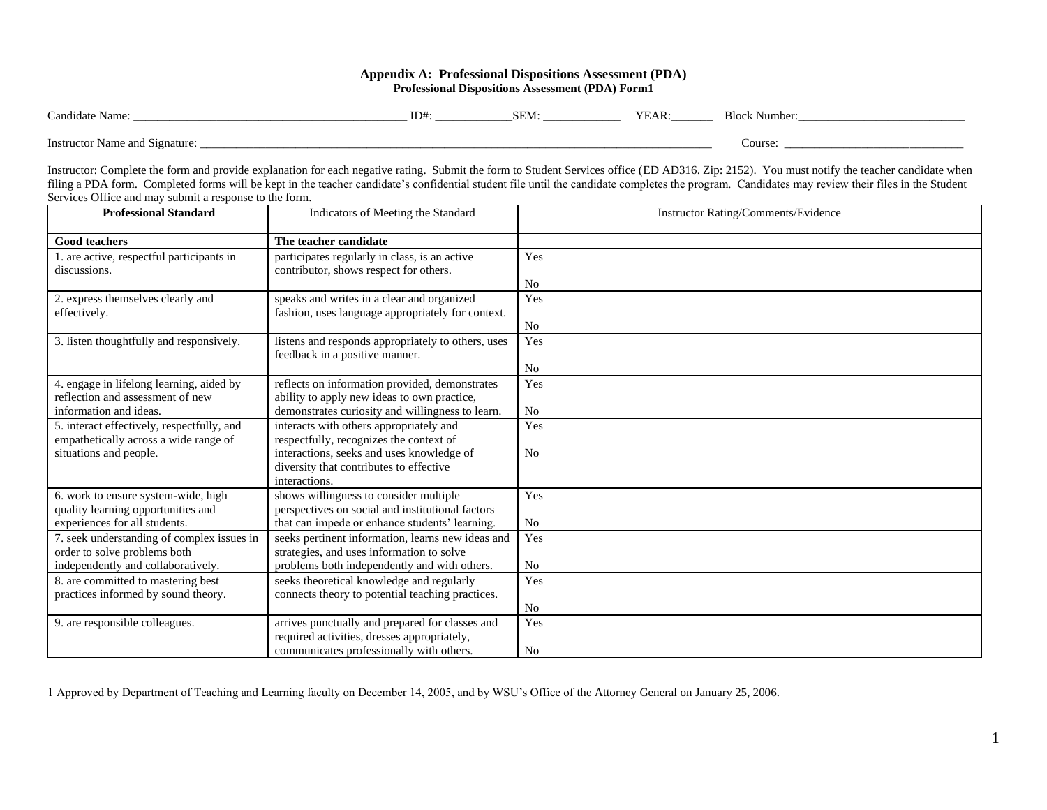# Appendix A: Professional Dispositions Assessment (PDA)

## Professional Dispositions Assessment (PDA) Form[1]

Candidate Name: _____________________________________________ ID#: ____________SEM: ____________ YEAR:_______ Block Number:___________________________

Instructor Name and Signature: ___________________________________________________________________________________________ Course: ______________________________

Instructor: Complete the form and provide explanation for each negative rating. Submit the form to Student Services office (ED AD316. Zip: 2152). You must notify the teacher candidate when filing a PDA form. Completed forms will be kept in the teacher candidate's confidential student file until the candidate completes the program. Candidates may review their files in the Student Services Office and may submit a response to the form.

| Professional Standard | Indicators of Meeting the Standard | Instructor Rating/Comments/Evidence |
|---|---|---|
| **Good teachers** | **The teacher candidate** | |
| 1. are active, respectful participants in discussions. | participates regularly in class, is an active contributor, shows respect for others. | Yes<br><br>No |
| 2. express themselves clearly and effectively. | speaks and writes in a clear and organized fashion, uses language appropriately for context. | Yes<br><br>No |
| 3. listen thoughtfully and responsively. | listens and responds appropriately to others, uses feedback in a positive manner. | Yes<br><br>No |
| 4. engage in lifelong learning, aided by reflection and assessment of new information and ideas. | reflects on information provided, demonstrates ability to apply new ideas to own practice, demonstrates curiosity and willingness to learn. | Yes<br><br>No |
| 5. interact effectively, respectfully, and empathetically across a wide range of situations and people. | interacts with others appropriately and respectfully, recognizes the context of interactions, seeks and uses knowledge of diversity that contributes to effective interactions. | Yes<br><br>No |
| 6. work to ensure system-wide, high quality learning opportunities and experiences for all students. | shows willingness to consider multiple perspectives on social and institutional factors that can impede or enhance students' learning. | Yes<br><br>No |
| 7. seek understanding of complex issues in order to solve problems both independently and collaboratively. | seeks pertinent information, learns new ideas and strategies, and uses information to solve problems both independently and with others. | Yes<br><br>No |
| 8. are committed to mastering best practices informed by sound theory. | seeks theoretical knowledge and regularly connects theory to potential teaching practices. | Yes<br><br>No |
| 9. are responsible colleagues. | arrives punctually and prepared for classes and required activities, dresses appropriately, communicates professionally with others. | Yes<br><br>No |

[1] Approved by Department of Teaching and Learning faculty on December 14, 2005, and by WSU's Office of the Attorney General on January 25, 2006.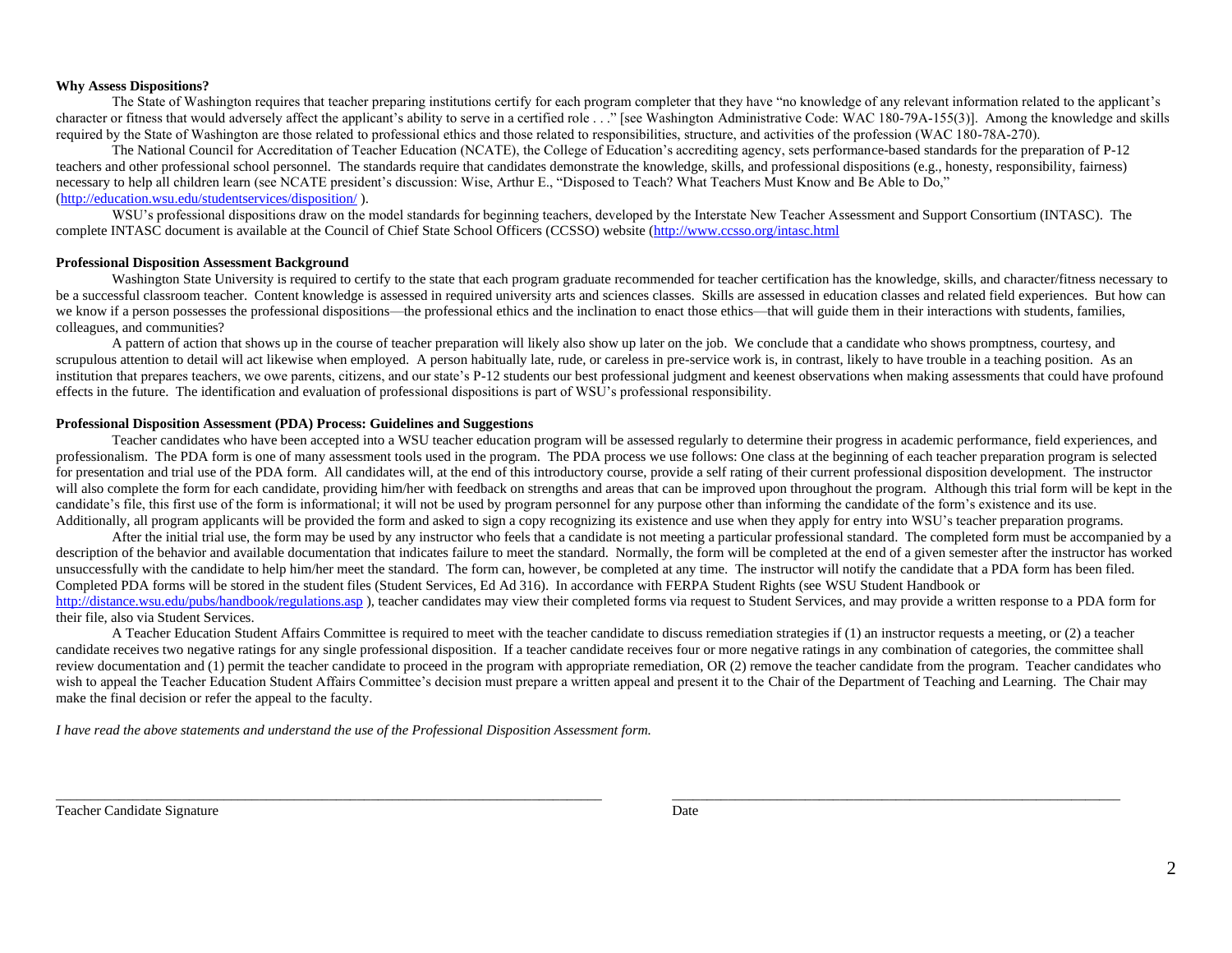**Why Assess Dispositions?**

The State of Washington requires that teacher preparing institutions certify for each program completer that they have "no knowledge of any relevant information related to the applicant's character or fitness that would adversely affect the applicant's ability to serve in a certified role . . ." [see Washington Administrative Code: WAC 180-79A-155(3)]. Among the knowledge and skills required by the State of Washington are those related to professional ethics and those related to responsibilities, structure, and activities of the profession (WAC 180-78A-270).

The National Council for Accreditation of Teacher Education (NCATE), the College of Education's accrediting agency, sets performance-based standards for the preparation of P-12 teachers and other professional school personnel. The standards require that candidates demonstrate the knowledge, skills, and professional dispositions (e.g., honesty, responsibility, fairness) necessary to help all children learn (see NCATE president's discussion: Wise, Arthur E., "Disposed to Teach? What Teachers Must Know and Be Able to Do," (http://education.wsu.edu/studentservices/disposition/ ).

WSU's professional dispositions draw on the model standards for beginning teachers, developed by the Interstate New Teacher Assessment and Support Consortium (INTASC). The complete INTASC document is available at the Council of Chief State School Officers (CCSSO) website (http://www.ccsso.org/intasc.html

**Professional Disposition Assessment Background**

Washington State University is required to certify to the state that each program graduate recommended for teacher certification has the knowledge, skills, and character/fitness necessary to be a successful classroom teacher. Content knowledge is assessed in required university arts and sciences classes. Skills are assessed in education classes and related field experiences. But how can we know if a person possesses the professional dispositions—the professional ethics and the inclination to enact those ethics—that will guide them in their interactions with students, families, colleagues, and communities?

A pattern of action that shows up in the course of teacher preparation will likely also show up later on the job. We conclude that a candidate who shows promptness, courtesy, and scrupulous attention to detail will act likewise when employed. A person habitually late, rude, or careless in pre-service work is, in contrast, likely to have trouble in a teaching position. As an institution that prepares teachers, we owe parents, citizens, and our state's P-12 students our best professional judgment and keenest observations when making assessments that could have profound effects in the future. The identification and evaluation of professional dispositions is part of WSU's professional responsibility.

**Professional Disposition Assessment (PDA) Process: Guidelines and Suggestions**

Teacher candidates who have been accepted into a WSU teacher education program will be assessed regularly to determine their progress in academic performance, field experiences, and professionalism. The PDA form is one of many assessment tools used in the program. The PDA process we use follows: One class at the beginning of each teacher preparation program is selected for presentation and trial use of the PDA form. All candidates will, at the end of this introductory course, provide a self rating of their current professional disposition development. The instructor will also complete the form for each candidate, providing him/her with feedback on strengths and areas that can be improved upon throughout the program. Although this trial form will be kept in the candidate's file, this first use of the form is informational; it will not be used by program personnel for any purpose other than informing the candidate of the form's existence and its use. Additionally, all program applicants will be provided the form and asked to sign a copy recognizing its existence and use when they apply for entry into WSU's teacher preparation programs.

After the initial trial use, the form may be used by any instructor who feels that a candidate is not meeting a particular professional standard. The completed form must be accompanied by a description of the behavior and available documentation that indicates failure to meet the standard. Normally, the form will be completed at the end of a given semester after the instructor has worked unsuccessfully with the candidate to help him/her meet the standard. The form can, however, be completed at any time. The instructor will notify the candidate that a PDA form has been filed. Completed PDA forms will be stored in the student files (Student Services, Ed Ad 316). In accordance with FERPA Student Rights (see WSU Student Handbook or http://distance.wsu.edu/pubs/handbook/regulations.asp ), teacher candidates may view their completed forms via request to Student Services, and may provide a written response to a PDA form for their file, also via Student Services.

A Teacher Education Student Affairs Committee is required to meet with the teacher candidate to discuss remediation strategies if (1) an instructor requests a meeting, or (2) a teacher candidate receives two negative ratings for any single professional disposition. If a teacher candidate receives four or more negative ratings in any combination of categories, the committee shall review documentation and (1) permit the teacher candidate to proceed in the program with appropriate remediation, OR (2) remove the teacher candidate from the program. Teacher candidates who wish to appeal the Teacher Education Student Affairs Committee's decision must prepare a written appeal and present it to the Chair of the Department of Teaching and Learning. The Chair may make the final decision or refer the appeal to the faculty.

*I have read the above statements and understand the use of the Professional Disposition Assessment form.*

\_\_\_\_\_\_\_\_\_\_\_\_\_\_\_\_\_\_\_\_\_\_\_\_\_\_\_\_\_\_\_\_\_\_\_\_\_\_\_\_ \_\_\_\_\_\_\_\_\_\_\_\_\_\_\_\_\_\_\_\_\_\_\_\_\_\_\_\_\_\_\_\_

Teacher Candidate Signature Date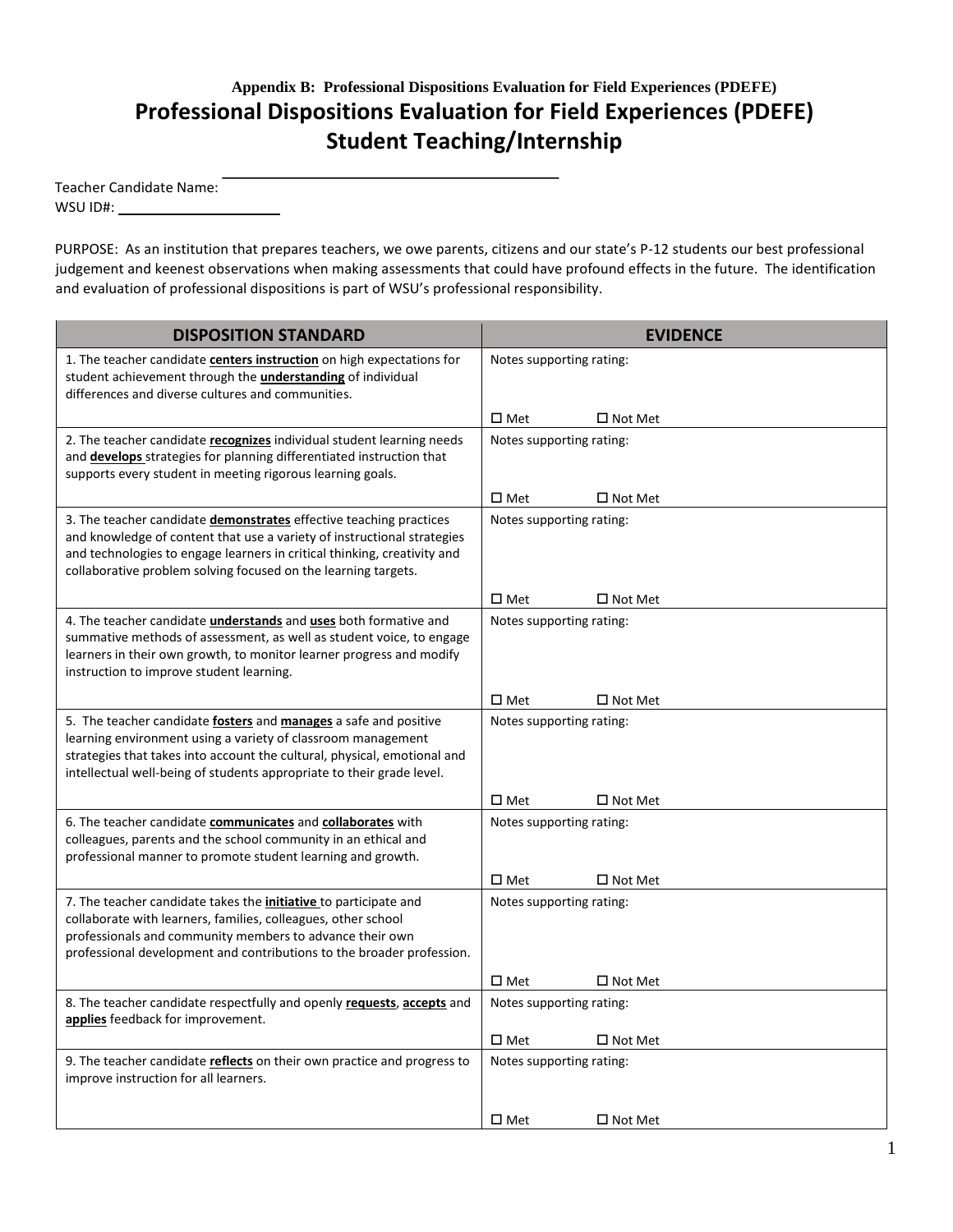**Appendix B: Professional Dispositions Evaluation for Field Experiences (PDEFE)**

# Professional Dispositions Evaluation for Field Experiences (PDEFE)
## Student Teaching/Internship

Teacher Candidate Name: ______________________________

WSU ID#: ____________________

PURPOSE: As an institution that prepares teachers, we owe parents, citizens and our state's P-12 students our best professional judgement and keenest observations when making assessments that could have profound effects in the future. The identification and evaluation of professional dispositions is part of WSU's professional responsibility.

| DISPOSITION STANDARD | EVIDENCE |
|---|---|
| 1. The teacher candidate **centers instruction** on high expectations for student achievement through the **understanding** of individual differences and diverse cultures and communities. | Notes supporting rating:<br><br>☐ Met ☐ Not Met |
| 2. The teacher candidate **recognizes** individual student learning needs and **develops** strategies for planning differentiated instruction that supports every student in meeting rigorous learning goals. | Notes supporting rating:<br><br>☐ Met ☐ Not Met |
| 3. The teacher candidate **demonstrates** effective teaching practices and knowledge of content that use a variety of instructional strategies and technologies to engage learners in critical thinking, creativity and collaborative problem solving focused on the learning targets. | Notes supporting rating:<br><br>☐ Met ☐ Not Met |
| 4. The teacher candidate **understands** and **uses** both formative and summative methods of assessment, as well as student voice, to engage learners in their own growth, to monitor learner progress and modify instruction to improve student learning. | Notes supporting rating:<br><br>☐ Met ☐ Not Met |
| 5. The teacher candidate **fosters** and **manages** a safe and positive learning environment using a variety of classroom management strategies that takes into account the cultural, physical, emotional and intellectual well-being of students appropriate to their grade level. | Notes supporting rating:<br><br>☐ Met ☐ Not Met |
| 6. The teacher candidate **communicates** and **collaborates** with colleagues, parents and the school community in an ethical and professional manner to promote student learning and growth. | Notes supporting rating:<br><br>☐ Met ☐ Not Met |
| 7. The teacher candidate takes the **initiative** to participate and collaborate with learners, families, colleagues, other school professionals and community members to advance their own professional development and contributions to the broader profession. | Notes supporting rating:<br><br>☐ Met ☐ Not Met |
| 8. The teacher candidate respectfully and openly **requests**, **accepts** and **applies** feedback for improvement. | Notes supporting rating:<br><br>☐ Met ☐ Not Met |
| 9. The teacher candidate **reflects** on their own practice and progress to improve instruction for all learners. | Notes supporting rating:<br><br>☐ Met ☐ Not Met |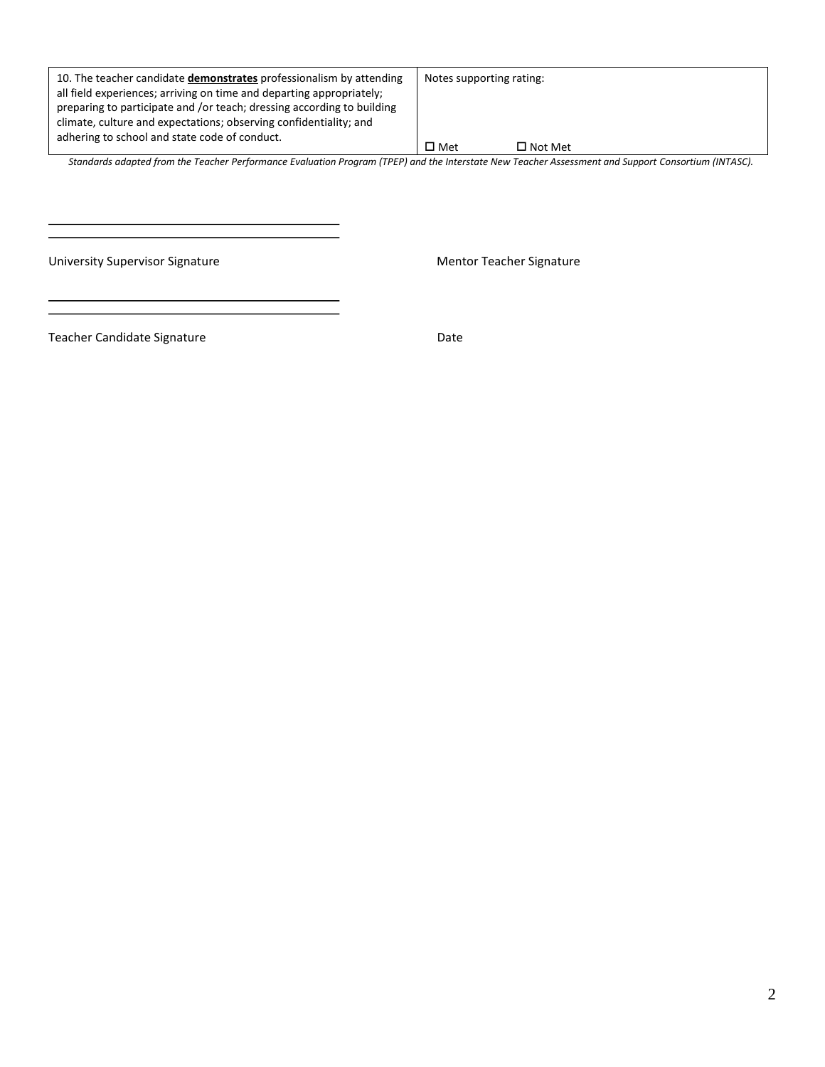| | |
|---|---|
| 10. The teacher candidate **demonstrates** professionalism by attending all field experiences; arriving on time and departing appropriately; preparing to participate and /or teach; dressing according to building climate, culture and expectations; observing confidentiality; and adhering to school and state code of conduct. | Notes supporting rating:<br><br>☐ Met ☐ Not Met |

*Standards adapted from the Teacher Performance Evaluation Program (TPEP) and the Interstate New Teacher Assessment and Support Consortium (INTASC).*

______________________________________

University Supervisor Signature Mentor Teacher Signature

______________________________________

Teacher Candidate Signature Date